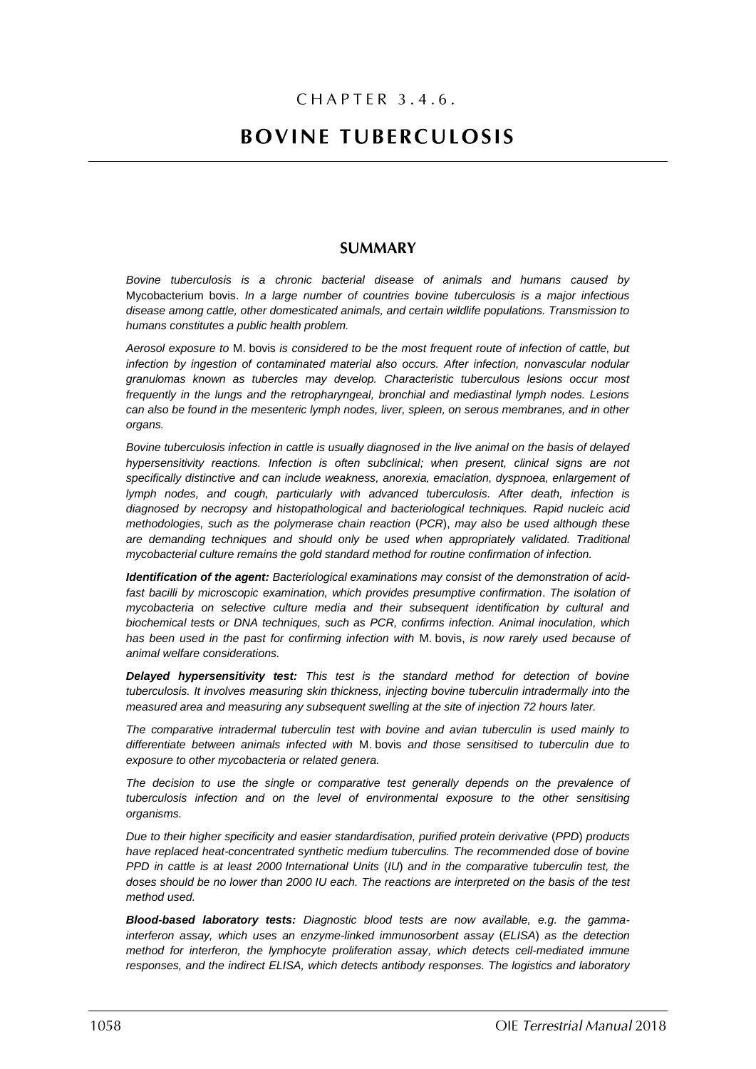CHAPTER 3.4.6.

# BOVINE TUBERCULOSIS

## SUMMARY

*Bovine tuberculosis is a chronic bacterial disease of animals and humans caused by* Mycobacterium bovis. *In a large number of countries bovine tuberculosis is a major infectious disease among cattle, other domesticated animals, and certain wildlife populations. Transmission to humans constitutes a public health problem.*

*Aerosol exposure to* M. bovis *is considered to be the most frequent route of infection of cattle, but infection by ingestion of contaminated material also occurs. After infection, nonvascular nodular granulomas known as tubercles may develop. Characteristic tuberculous lesions occur most frequently in the lungs and the retropharyngeal, bronchial and mediastinal lymph nodes. Lesions can also be found in the mesenteric lymph nodes, liver, spleen, on serous membranes, and in other organs.*

*Bovine tuberculosis infection in cattle is usually diagnosed in the live animal on the basis of delayed hypersensitivity reactions. Infection is often subclinical; when present, clinical signs are not specifically distinctive and can include weakness, anorexia, emaciation, dyspnoea, enlargement of lymph nodes, and cough, particularly with advanced tuberculosis. After death, infection is diagnosed by necropsy and histopathological and bacteriological techniques. Rapid nucleic acid methodologies, such as the polymerase chain reaction (PCR), may also be used although these are demanding techniques and should only be used when appropriately validated. Traditional mycobacterial culture remains the gold standard method for routine confirmation of infection.*

***Identification of the agent:*** *Bacteriological examinations may consist of the demonstration of acid-fast bacilli by microscopic examination, which provides presumptive confirmation. The isolation of mycobacteria on selective culture media and their subsequent identification by cultural and biochemical tests or DNA techniques, such as PCR, confirms infection. Animal inoculation, which has been used in the past for confirming infection with* M. bovis, *is now rarely used because of animal welfare considerations.*

***Delayed hypersensitivity test:*** *This test is the standard method for detection of bovine tuberculosis. It involves measuring skin thickness, injecting bovine tuberculin intradermally into the measured area and measuring any subsequent swelling at the site of injection 72 hours later.*

*The comparative intradermal tuberculin test with bovine and avian tuberculin is used mainly to differentiate between animals infected with* M. bovis *and those sensitised to tuberculin due to exposure to other mycobacteria or related genera.*

*The decision to use the single or comparative test generally depends on the prevalence of tuberculosis infection and on the level of environmental exposure to the other sensitising organisms.*

*Due to their higher specificity and easier standardisation, purified protein derivative (PPD) products have replaced heat-concentrated synthetic medium tuberculins. The recommended dose of bovine PPD in cattle is at least 2000 International Units (IU) and in the comparative tuberculin test, the doses should be no lower than 2000 IU each. The reactions are interpreted on the basis of the test method used.*

***Blood-based laboratory tests:*** *Diagnostic blood tests are now available, e.g. the gamma-interferon assay, which uses an enzyme-linked immunosorbent assay (ELISA) as the detection method for interferon, the lymphocyte proliferation assay, which detects cell-mediated immune responses, and the indirect ELISA, which detects antibody responses. The logistics and laboratory*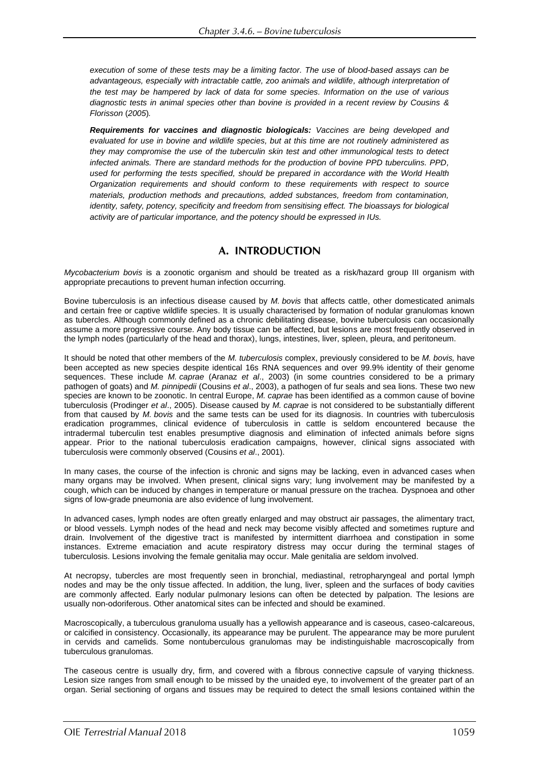*execution of some of these tests may be a limiting factor. The use of blood-based assays can be advantageous, especially with intractable cattle, zoo animals and wildlife, although interpretation of the test may be hampered by lack of data for some species. Information on the use of various diagnostic tests in animal species other than bovine is provided in a recent review by Cousins & Florisson (2005).*

***Requirements for vaccines and diagnostic biologicals:*** *Vaccines are being developed and evaluated for use in bovine and wildlife species, but at this time are not routinely administered as they may compromise the use of the tuberculin skin test and other immunological tests to detect infected animals. There are standard methods for the production of bovine PPD tuberculins. PPD, used for performing the tests specified, should be prepared in accordance with the World Health Organization requirements and should conform to these requirements with respect to source materials, production methods and precautions, added substances, freedom from contamination, identity, safety, potency, specificity and freedom from sensitising effect. The bioassays for biological activity are of particular importance, and the potency should be expressed in IUs.*

## A. INTRODUCTION

*Mycobacterium bovis* is a zoonotic organism and should be treated as a risk/hazard group III organism with appropriate precautions to prevent human infection occurring.

Bovine tuberculosis is an infectious disease caused by *M. bovis* that affects cattle, other domesticated animals and certain free or captive wildlife species. It is usually characterised by formation of nodular granulomas known as tubercles. Although commonly defined as a chronic debilitating disease, bovine tuberculosis can occasionally assume a more progressive course. Any body tissue can be affected, but lesions are most frequently observed in the lymph nodes (particularly of the head and thorax), lungs, intestines, liver, spleen, pleura, and peritoneum.

It should be noted that other members of the *M. tuberculosis* complex, previously considered to be *M. bovis,* have been accepted as new species despite identical 16s RNA sequences and over 99.9% identity of their genome sequences. These include *M. caprae* (Aranaz *et al*., 2003) (in some countries considered to be a primary pathogen of goats) and *M. pinnipedii* (Cousins *et al*., 2003), a pathogen of fur seals and sea lions. These two new species are known to be zoonotic. In central Europe, *M. caprae* has been identified as a common cause of bovine tuberculosis (Prodinger *et al*., 2005). Disease caused by *M. caprae* is not considered to be substantially different from that caused by *M. bovis* and the same tests can be used for its diagnosis. In countries with tuberculosis eradication programmes, clinical evidence of tuberculosis in cattle is seldom encountered because the intradermal tuberculin test enables presumptive diagnosis and elimination of infected animals before signs appear. Prior to the national tuberculosis eradication campaigns, however, clinical signs associated with tuberculosis were commonly observed (Cousins *et al*., 2001).

In many cases, the course of the infection is chronic and signs may be lacking, even in advanced cases when many organs may be involved. When present, clinical signs vary; lung involvement may be manifested by a cough, which can be induced by changes in temperature or manual pressure on the trachea. Dyspnoea and other signs of low-grade pneumonia are also evidence of lung involvement.

In advanced cases, lymph nodes are often greatly enlarged and may obstruct air passages, the alimentary tract, or blood vessels. Lymph nodes of the head and neck may become visibly affected and sometimes rupture and drain. Involvement of the digestive tract is manifested by intermittent diarrhoea and constipation in some instances. Extreme emaciation and acute respiratory distress may occur during the terminal stages of tuberculosis. Lesions involving the female genitalia may occur. Male genitalia are seldom involved.

At necropsy, tubercles are most frequently seen in bronchial, mediastinal, retropharyngeal and portal lymph nodes and may be the only tissue affected. In addition, the lung, liver, spleen and the surfaces of body cavities are commonly affected. Early nodular pulmonary lesions can often be detected by palpation. The lesions are usually non-odoriferous. Other anatomical sites can be infected and should be examined.

Macroscopically, a tuberculous granuloma usually has a yellowish appearance and is caseous, caseo-calcareous, or calcified in consistency. Occasionally, its appearance may be purulent. The appearance may be more purulent in cervids and camelids. Some nontuberculous granulomas may be indistinguishable macroscopically from tuberculous granulomas.

The caseous centre is usually dry, firm, and covered with a fibrous connective capsule of varying thickness. Lesion size ranges from small enough to be missed by the unaided eye, to involvement of the greater part of an organ. Serial sectioning of organs and tissues may be required to detect the small lesions contained within the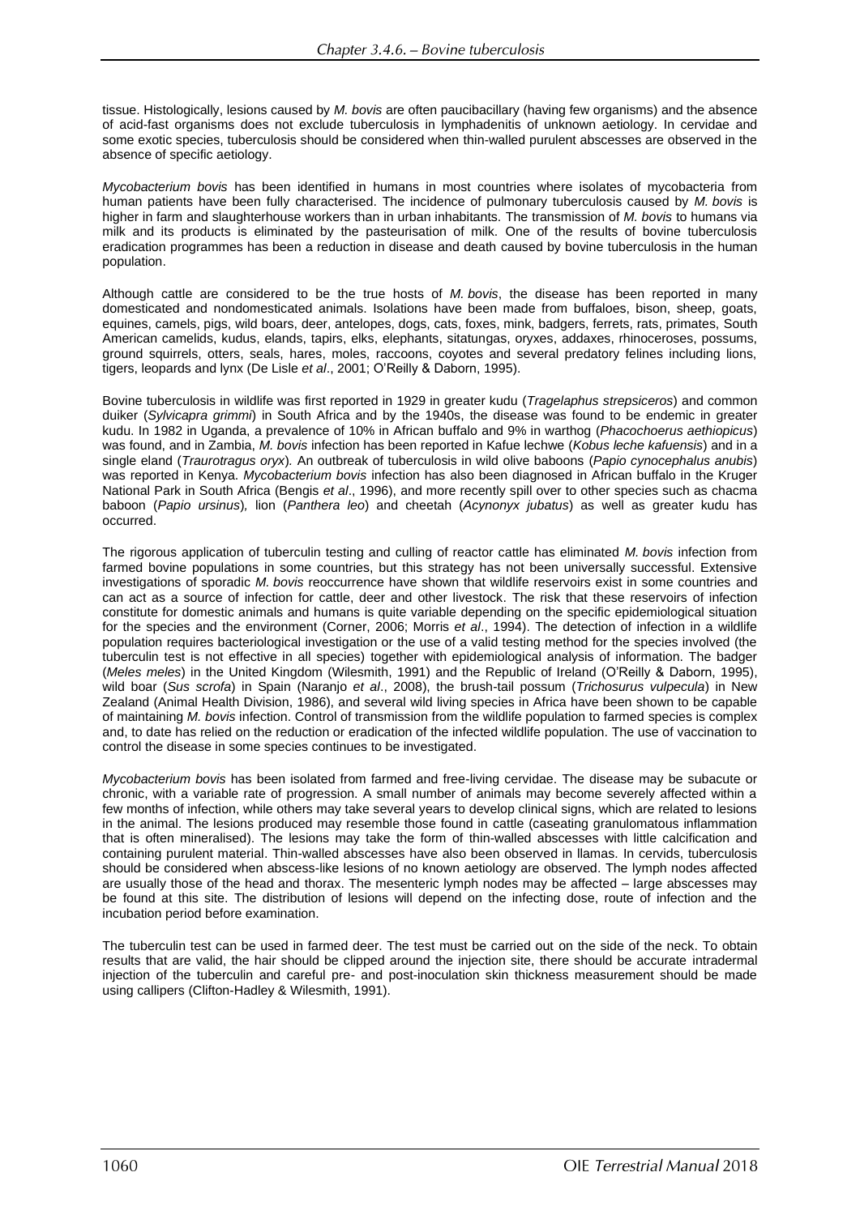tissue. Histologically, lesions caused by *M. bovis* are often paucibacillary (having few organisms) and the absence of acid-fast organisms does not exclude tuberculosis in lymphadenitis of unknown aetiology. In cervidae and some exotic species, tuberculosis should be considered when thin-walled purulent abscesses are observed in the absence of specific aetiology.

*Mycobacterium bovis* has been identified in humans in most countries where isolates of mycobacteria from human patients have been fully characterised. The incidence of pulmonary tuberculosis caused by *M. bovis* is higher in farm and slaughterhouse workers than in urban inhabitants. The transmission of *M. bovis* to humans via milk and its products is eliminated by the pasteurisation of milk. One of the results of bovine tuberculosis eradication programmes has been a reduction in disease and death caused by bovine tuberculosis in the human population.

Although cattle are considered to be the true hosts of *M. bovis*, the disease has been reported in many domesticated and nondomesticated animals. Isolations have been made from buffaloes, bison, sheep, goats, equines, camels, pigs, wild boars, deer, antelopes, dogs, cats, foxes, mink, badgers, ferrets, rats, primates, South American camelids, kudus, elands, tapirs, elks, elephants, sitatungas, oryxes, addaxes, rhinoceroses, possums, ground squirrels, otters, seals, hares, moles, raccoons, coyotes and several predatory felines including lions, tigers, leopards and lynx (De Lisle *et al*., 2001; O'Reilly & Daborn, 1995).

Bovine tuberculosis in wildlife was first reported in 1929 in greater kudu (*Tragelaphus strepsiceros*) and common duiker (*Sylvicapra grimmi*) in South Africa and by the 1940s, the disease was found to be endemic in greater kudu. In 1982 in Uganda, a prevalence of 10% in African buffalo and 9% in warthog (*Phacochoerus aethiopicus*) was found, and in Zambia, *M. bovis* infection has been reported in Kafue lechwe (*Kobus leche kafuensis*) and in a single eland (*Traurotragus oryx*). An outbreak of tuberculosis in wild olive baboons (*Papio cynocephalus anubis*) was reported in Kenya. *Mycobacterium bovis* infection has also been diagnosed in African buffalo in the Kruger National Park in South Africa (Bengis *et al*., 1996), and more recently spill over to other species such as chacma baboon (*Papio ursinus*), lion (*Panthera leo*) and cheetah (*Acynonyx jubatus*) as well as greater kudu has occurred.

The rigorous application of tuberculin testing and culling of reactor cattle has eliminated *M. bovis* infection from farmed bovine populations in some countries, but this strategy has not been universally successful. Extensive investigations of sporadic *M. bovis* reoccurrence have shown that wildlife reservoirs exist in some countries and can act as a source of infection for cattle, deer and other livestock. The risk that these reservoirs of infection constitute for domestic animals and humans is quite variable depending on the specific epidemiological situation for the species and the environment (Corner, 2006; Morris *et al*., 1994). The detection of infection in a wildlife population requires bacteriological investigation or the use of a valid testing method for the species involved (the tuberculin test is not effective in all species) together with epidemiological analysis of information. The badger (*Meles meles*) in the United Kingdom (Wilesmith, 1991) and the Republic of Ireland (O'Reilly & Daborn, 1995), wild boar (*Sus scrofa*) in Spain (Naranjo *et al*., 2008), the brush-tail possum (*Trichosurus vulpecula*) in New Zealand (Animal Health Division, 1986), and several wild living species in Africa have been shown to be capable of maintaining *M. bovis* infection. Control of transmission from the wildlife population to farmed species is complex and, to date has relied on the reduction or eradication of the infected wildlife population. The use of vaccination to control the disease in some species continues to be investigated.

*Mycobacterium bovis* has been isolated from farmed and free-living cervidae. The disease may be subacute or chronic, with a variable rate of progression. A small number of animals may become severely affected within a few months of infection, while others may take several years to develop clinical signs, which are related to lesions in the animal. The lesions produced may resemble those found in cattle (caseating granulomatous inflammation that is often mineralised). The lesions may take the form of thin-walled abscesses with little calcification and containing purulent material. Thin-walled abscesses have also been observed in llamas. In cervids, tuberculosis should be considered when abscess-like lesions of no known aetiology are observed. The lymph nodes affected are usually those of the head and thorax. The mesenteric lymph nodes may be affected – large abscesses may be found at this site. The distribution of lesions will depend on the infecting dose, route of infection and the incubation period before examination.

The tuberculin test can be used in farmed deer. The test must be carried out on the side of the neck. To obtain results that are valid, the hair should be clipped around the injection site, there should be accurate intradermal injection of the tuberculin and careful pre- and post-inoculation skin thickness measurement should be made using callipers (Clifton-Hadley & Wilesmith, 1991).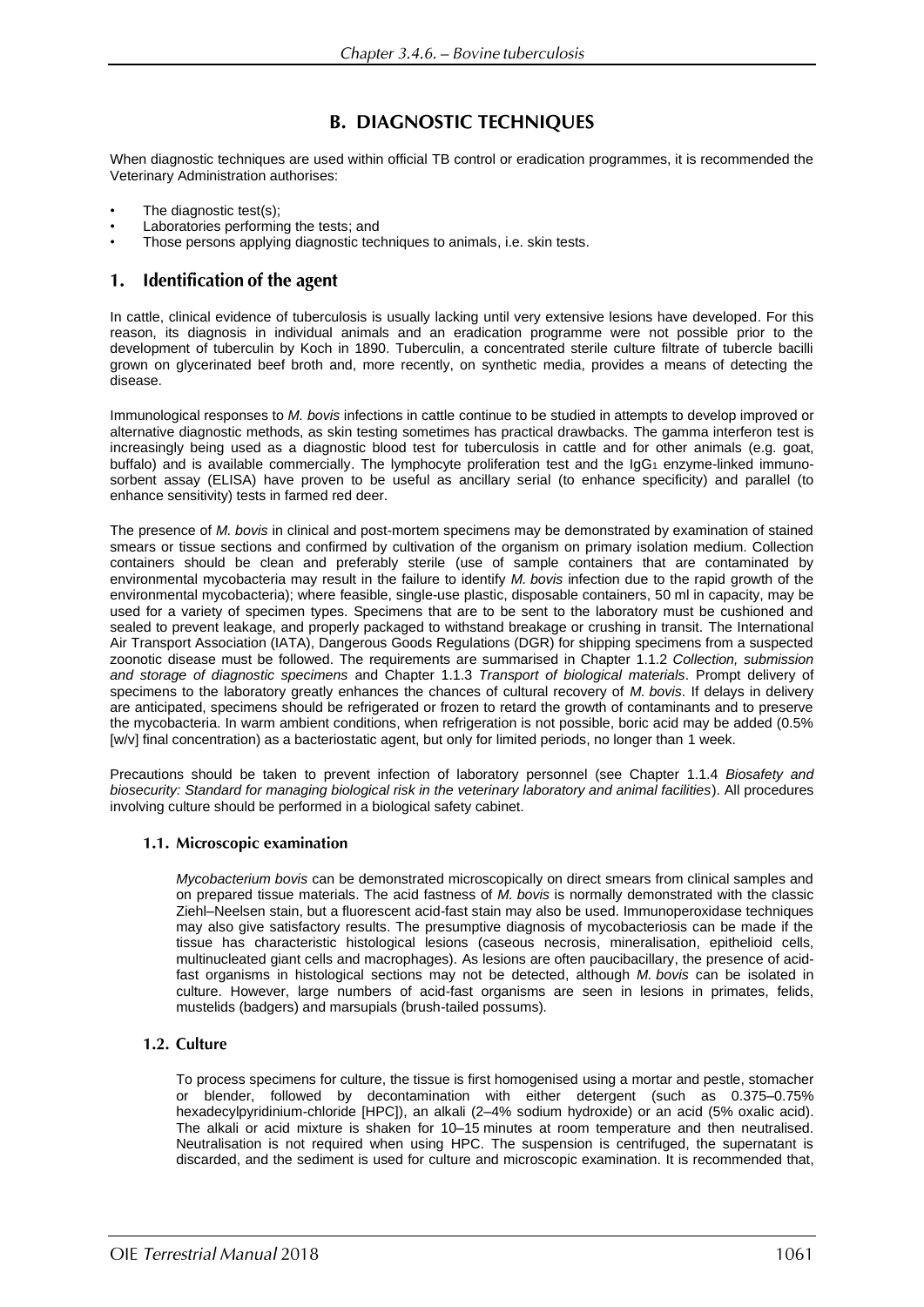## B. DIAGNOSTIC TECHNIQUES

When diagnostic techniques are used within official TB control or eradication programmes, it is recommended the Veterinary Administration authorises:

- The diagnostic test(s);
- Laboratories performing the tests; and
- Those persons applying diagnostic techniques to animals, i.e. skin tests.

## 1. Identification of the agent

In cattle, clinical evidence of tuberculosis is usually lacking until very extensive lesions have developed. For this reason, its diagnosis in individual animals and an eradication programme were not possible prior to the development of tuberculin by Koch in 1890. Tuberculin, a concentrated sterile culture filtrate of tubercle bacilli grown on glycerinated beef broth and, more recently, on synthetic media, provides a means of detecting the disease.

Immunological responses to *M. bovis* infections in cattle continue to be studied in attempts to develop improved or alternative diagnostic methods, as skin testing sometimes has practical drawbacks. The gamma interferon test is increasingly being used as a diagnostic blood test for tuberculosis in cattle and for other animals (e.g. goat, buffalo) and is available commercially. The lymphocyte proliferation test and the $IgG_1$ enzyme-linked immunosorbent assay (ELISA) have proven to be useful as ancillary serial (to enhance specificity) and parallel (to enhance sensitivity) tests in farmed red deer.

The presence of *M. bovis* in clinical and post-mortem specimens may be demonstrated by examination of stained smears or tissue sections and confirmed by cultivation of the organism on primary isolation medium. Collection containers should be clean and preferably sterile (use of sample containers that are contaminated by environmental mycobacteria may result in the failure to identify *M. bovis* infection due to the rapid growth of the environmental mycobacteria); where feasible, single-use plastic, disposable containers, 50 ml in capacity, may be used for a variety of specimen types. Specimens that are to be sent to the laboratory must be cushioned and sealed to prevent leakage, and properly packaged to withstand breakage or crushing in transit. The International Air Transport Association (IATA), Dangerous Goods Regulations (DGR) for shipping specimens from a suspected zoonotic disease must be followed. The requirements are summarised in Chapter 1.1.2 *Collection, submission and storage of diagnostic specimens* and Chapter 1.1.3 *Transport of biological materials*. Prompt delivery of specimens to the laboratory greatly enhances the chances of cultural recovery of *M. bovis*. If delays in delivery are anticipated, specimens should be refrigerated or frozen to retard the growth of contaminants and to preserve the mycobacteria. In warm ambient conditions, when refrigeration is not possible, boric acid may be added (0.5% [w/v] final concentration) as a bacteriostatic agent, but only for limited periods, no longer than 1 week.

Precautions should be taken to prevent infection of laboratory personnel (see Chapter 1.1.4 *Biosafety and biosecurity: Standard for managing biological risk in the veterinary laboratory and animal facilities*). All procedures involving culture should be performed in a biological safety cabinet.

### 1.1. Microscopic examination

*Mycobacterium bovis* can be demonstrated microscopically on direct smears from clinical samples and on prepared tissue materials. The acid fastness of *M. bovis* is normally demonstrated with the classic Ziehl–Neelsen stain, but a fluorescent acid-fast stain may also be used. Immunoperoxidase techniques may also give satisfactory results. The presumptive diagnosis of mycobacteriosis can be made if the tissue has characteristic histological lesions (caseous necrosis, mineralisation, epithelioid cells, multinucleated giant cells and macrophages). As lesions are often paucibacillary, the presence of acid-fast organisms in histological sections may not be detected, although *M. bovis* can be isolated in culture. However, large numbers of acid-fast organisms are seen in lesions in primates, felids, mustelids (badgers) and marsupials (brush-tailed possums).

### 1.2. Culture

To process specimens for culture, the tissue is first homogenised using a mortar and pestle, stomacher or blender, followed by decontamination with either detergent (such as 0.375–0.75% hexadecylpyridinium-chloride [HPC]), an alkali (2–4% sodium hydroxide) or an acid (5% oxalic acid). The alkali or acid mixture is shaken for 10–15 minutes at room temperature and then neutralised. Neutralisation is not required when using HPC. The suspension is centrifuged, the supernatant is discarded, and the sediment is used for culture and microscopic examination. It is recommended that,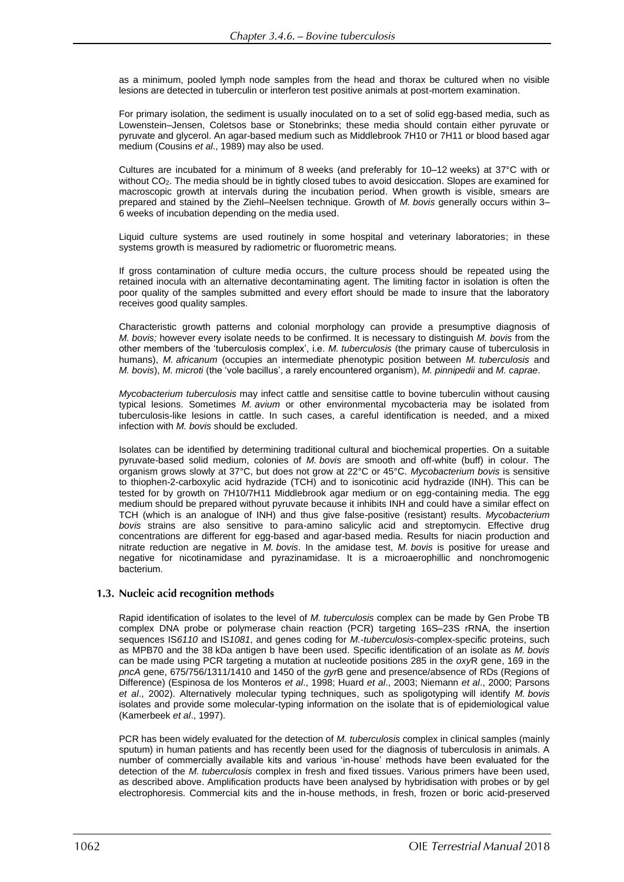as a minimum, pooled lymph node samples from the head and thorax be cultured when no visible lesions are detected in tuberculin or interferon test positive animals at post-mortem examination.

For primary isolation, the sediment is usually inoculated on to a set of solid egg-based media, such as Lowenstein–Jensen, Coletsos base or Stonebrinks; these media should contain either pyruvate or pyruvate and glycerol. An agar-based medium such as Middlebrook 7H10 or 7H11 or blood based agar medium (Cousins *et al*., 1989) may also be used.

Cultures are incubated for a minimum of 8 weeks (and preferably for 10–12 weeks) at 37°C with or without $CO_2$. The media should be in tightly closed tubes to avoid desiccation. Slopes are examined for macroscopic growth at intervals during the incubation period. When growth is visible, smears are prepared and stained by the Ziehl–Neelsen technique. Growth of *M. bovis* generally occurs within 3–6 weeks of incubation depending on the media used.

Liquid culture systems are used routinely in some hospital and veterinary laboratories; in these systems growth is measured by radiometric or fluorometric means.

If gross contamination of culture media occurs, the culture process should be repeated using the retained inocula with an alternative decontaminating agent. The limiting factor in isolation is often the poor quality of the samples submitted and every effort should be made to insure that the laboratory receives good quality samples.

Characteristic growth patterns and colonial morphology can provide a presumptive diagnosis of *M. bovis;* however every isolate needs to be confirmed. It is necessary to distinguish *M. bovis* from the other members of the 'tuberculosis complex', i.e. *M. tuberculosis* (the primary cause of tuberculosis in humans), *M. africanum* (occupies an intermediate phenotypic position between *M. tuberculosis* and *M. bovis*), *M. microti* (the 'vole bacillus', a rarely encountered organism), *M. pinnipedii* and *M. caprae*.

*Mycobacterium tuberculosis* may infect cattle and sensitise cattle to bovine tuberculin without causing typical lesions. Sometimes *M. avium* or other environmental mycobacteria may be isolated from tuberculosis-like lesions in cattle. In such cases, a careful identification is needed, and a mixed infection with *M. bovis* should be excluded.

Isolates can be identified by determining traditional cultural and biochemical properties. On a suitable pyruvate-based solid medium, colonies of *M. bovis* are smooth and off-white (buff) in colour. The organism grows slowly at 37°C, but does not grow at 22°C or 45°C. *Mycobacterium bovis* is sensitive to thiophen-2-carboxylic acid hydrazide (TCH) and to isonicotinic acid hydrazide (INH). This can be tested for by growth on 7H10/7H11 Middlebrook agar medium or on egg-containing media. The egg medium should be prepared without pyruvate because it inhibits INH and could have a similar effect on TCH (which is an analogue of INH) and thus give false-positive (resistant) results. *Mycobacterium bovis* strains are also sensitive to para-amino salicylic acid and streptomycin. Effective drug concentrations are different for egg-based and agar-based media. Results for niacin production and nitrate reduction are negative in *M. bovis*. In the amidase test, *M. bovis* is positive for urease and negative for nicotinamidase and pyrazinamidase. It is a microaerophillic and nonchromogenic bacterium.

### 1.3. Nucleic acid recognition methods

Rapid identification of isolates to the level of *M. tuberculosis* complex can be made by Gen Probe TB complex DNA probe or polymerase chain reaction (PCR) targeting 16S–23S rRNA, the insertion sequences IS*6110* and IS*1081*, and genes coding for *M.-tuberculosis*-complex-specific proteins, such as MPB70 and the 38 kDa antigen b have been used. Specific identification of an isolate as *M. bovis* can be made using PCR targeting a mutation at nucleotide positions 285 in the *oxy*R gene, 169 in the *pncA* gene, 675/756/1311/1410 and 1450 of the *gyr*B gene and presence/absence of RDs (Regions of Difference) (Espinosa de los Monteros *et al*., 1998; Huard *et al*., 2003; Niemann *et al*., 2000; Parsons *et al*., 2002). Alternatively molecular typing techniques, such as spoligotyping will identify *M. bovis* isolates and provide some molecular-typing information on the isolate that is of epidemiological value (Kamerbeek *et al*., 1997).

PCR has been widely evaluated for the detection of *M. tuberculosis* complex in clinical samples (mainly sputum) in human patients and has recently been used for the diagnosis of tuberculosis in animals. A number of commercially available kits and various 'in-house' methods have been evaluated for the detection of the *M. tuberculosis* complex in fresh and fixed tissues. Various primers have been used, as described above. Amplification products have been analysed by hybridisation with probes or by gel electrophoresis. Commercial kits and the in-house methods, in fresh, frozen or boric acid-preserved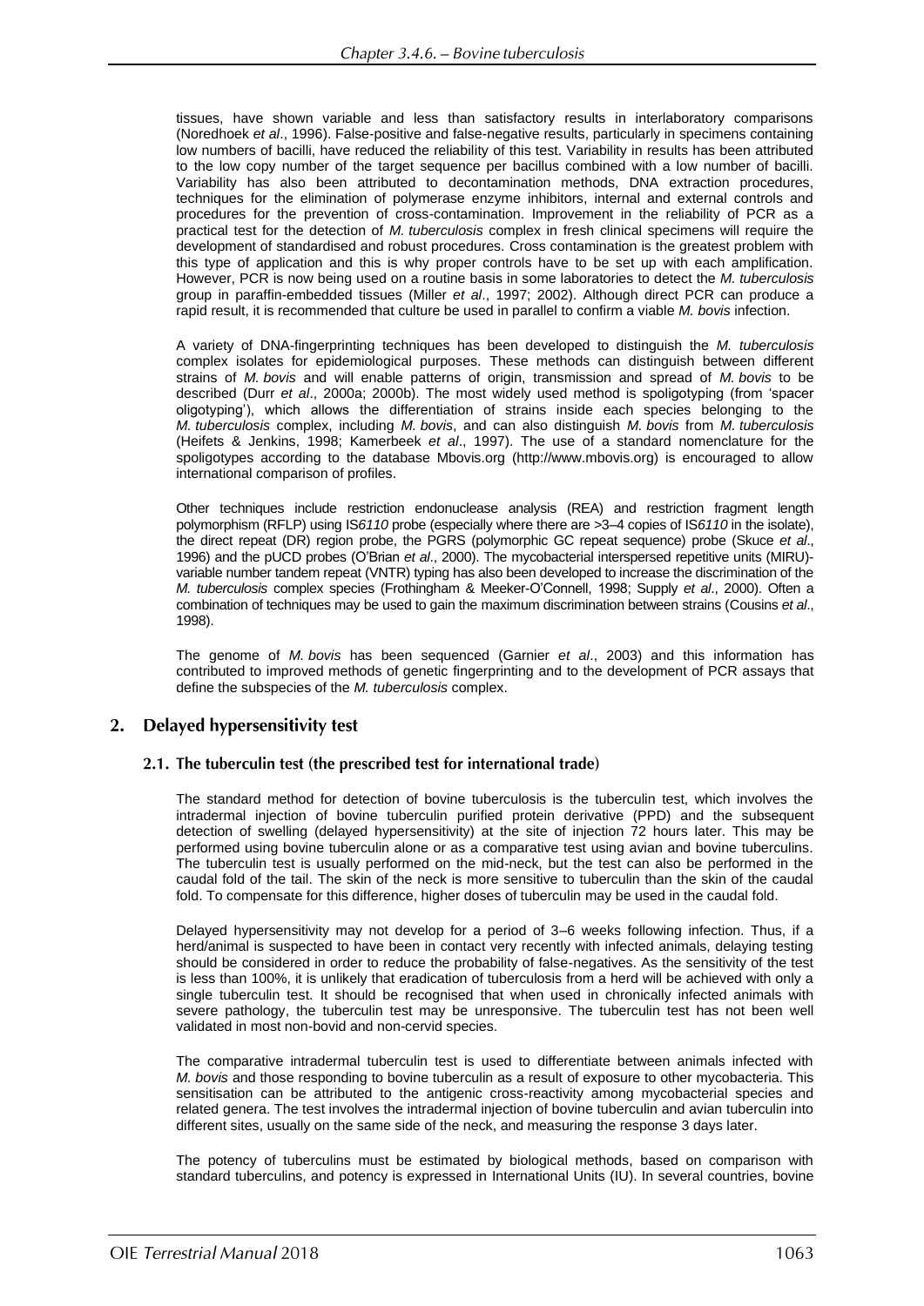tissues, have shown variable and less than satisfactory results in interlaboratory comparisons (Noredhoek *et al*., 1996). False-positive and false-negative results, particularly in specimens containing low numbers of bacilli, have reduced the reliability of this test. Variability in results has been attributed to the low copy number of the target sequence per bacillus combined with a low number of bacilli. Variability has also been attributed to decontamination methods, DNA extraction procedures, techniques for the elimination of polymerase enzyme inhibitors, internal and external controls and procedures for the prevention of cross-contamination. Improvement in the reliability of PCR as a practical test for the detection of *M. tuberculosis* complex in fresh clinical specimens will require the development of standardised and robust procedures. Cross contamination is the greatest problem with this type of application and this is why proper controls have to be set up with each amplification. However, PCR is now being used on a routine basis in some laboratories to detect the *M. tuberculosis* group in paraffin-embedded tissues (Miller *et al*., 1997; 2002). Although direct PCR can produce a rapid result, it is recommended that culture be used in parallel to confirm a viable *M. bovis* infection.

A variety of DNA-fingerprinting techniques has been developed to distinguish the *M. tuberculosis* complex isolates for epidemiological purposes. These methods can distinguish between different strains of *M. bovis* and will enable patterns of origin, transmission and spread of *M. bovis* to be described (Durr *et al*., 2000a; 2000b). The most widely used method is spoligotyping (from 'spacer oligotyping'), which allows the differentiation of strains inside each species belonging to the *M. tuberculosis* complex, including *M. bovis*, and can also distinguish *M. bovis* from *M. tuberculosis* (Heifets & Jenkins, 1998; Kamerbeek *et al*., 1997). The use of a standard nomenclature for the spoligotypes according to the database Mbovis.org (http://www.mbovis.org) is encouraged to allow international comparison of profiles.

Other techniques include restriction endonuclease analysis (REA) and restriction fragment length polymorphism (RFLP) using IS*6110* probe (especially where there are >3–4 copies of IS*6110* in the isolate), the direct repeat (DR) region probe, the PGRS (polymorphic GC repeat sequence) probe (Skuce *et al*., 1996) and the pUCD probes (O'Brian *et al*., 2000). The mycobacterial interspersed repetitive units (MIRU)-variable number tandem repeat (VNTR) typing has also been developed to increase the discrimination of the *M. tuberculosis* complex species (Frothingham & Meeker-O'Connell, 1998; Supply *et al*., 2000). Often a combination of techniques may be used to gain the maximum discrimination between strains (Cousins *et al*., 1998).

The genome of *M. bovis* has been sequenced (Garnier *et al*., 2003) and this information has contributed to improved methods of genetic fingerprinting and to the development of PCR assays that define the subspecies of the *M. tuberculosis* complex.

## 2. Delayed hypersensitivity test

### 2.1. The tuberculin test (the prescribed test for international trade)

The standard method for detection of bovine tuberculosis is the tuberculin test, which involves the intradermal injection of bovine tuberculin purified protein derivative (PPD) and the subsequent detection of swelling (delayed hypersensitivity) at the site of injection 72 hours later. This may be performed using bovine tuberculin alone or as a comparative test using avian and bovine tuberculins. The tuberculin test is usually performed on the mid-neck, but the test can also be performed in the caudal fold of the tail. The skin of the neck is more sensitive to tuberculin than the skin of the caudal fold. To compensate for this difference, higher doses of tuberculin may be used in the caudal fold.

Delayed hypersensitivity may not develop for a period of 3–6 weeks following infection. Thus, if a herd/animal is suspected to have been in contact very recently with infected animals, delaying testing should be considered in order to reduce the probability of false-negatives. As the sensitivity of the test is less than 100%, it is unlikely that eradication of tuberculosis from a herd will be achieved with only a single tuberculin test. It should be recognised that when used in chronically infected animals with severe pathology, the tuberculin test may be unresponsive. The tuberculin test has not been well validated in most non-bovid and non-cervid species.

The comparative intradermal tuberculin test is used to differentiate between animals infected with *M. bovis* and those responding to bovine tuberculin as a result of exposure to other mycobacteria. This sensitisation can be attributed to the antigenic cross-reactivity among mycobacterial species and related genera. The test involves the intradermal injection of bovine tuberculin and avian tuberculin into different sites, usually on the same side of the neck, and measuring the response 3 days later.

The potency of tuberculins must be estimated by biological methods, based on comparison with standard tuberculins, and potency is expressed in International Units (IU). In several countries, bovine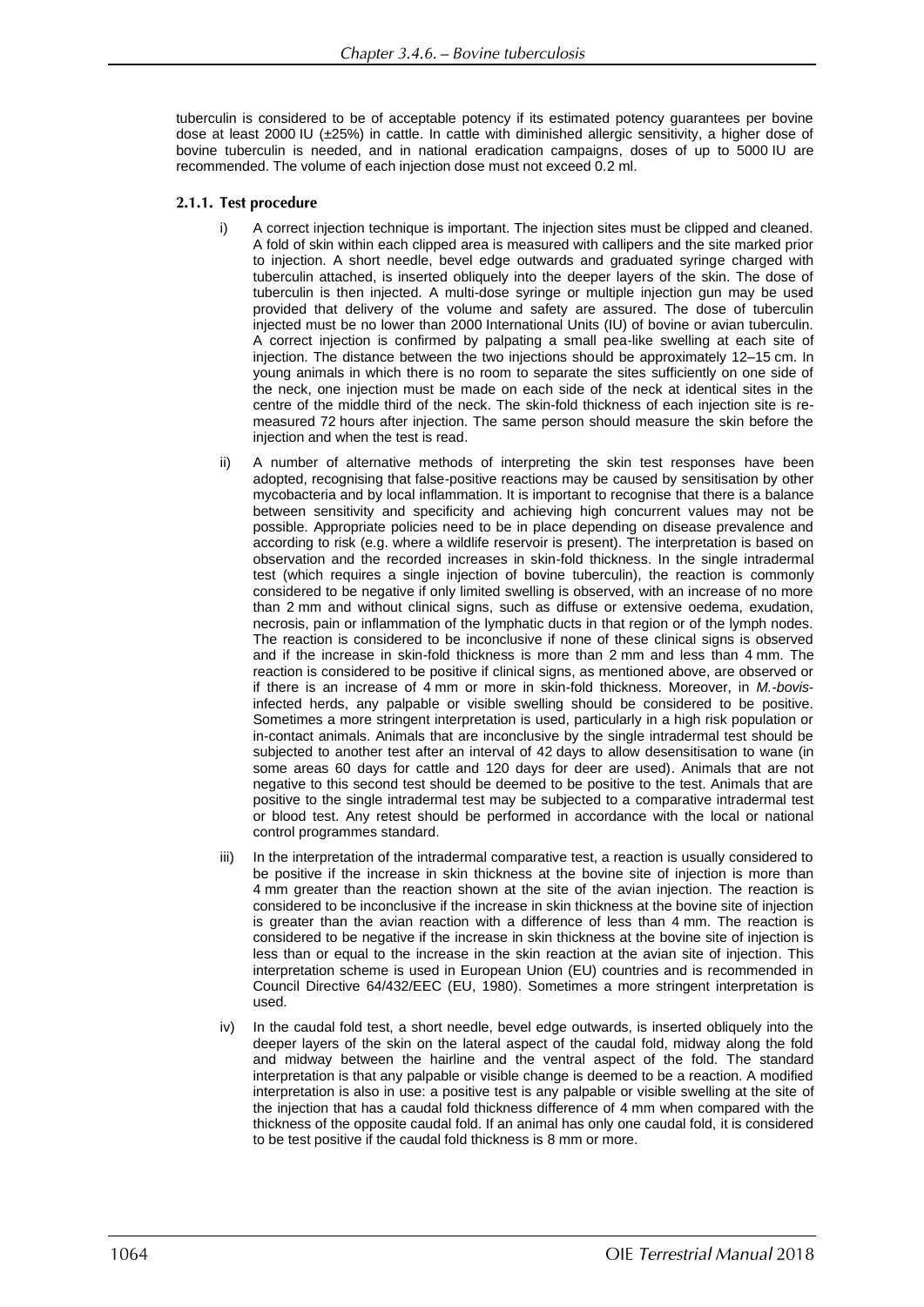tuberculin is considered to be of acceptable potency if its estimated potency guarantees per bovine dose at least 2000 IU (±25%) in cattle. In cattle with diminished allergic sensitivity, a higher dose of bovine tuberculin is needed, and in national eradication campaigns, doses of up to 5000 IU are recommended. The volume of each injection dose must not exceed 0.2 ml.

### 2.1.1. Test procedure

i) A correct injection technique is important. The injection sites must be clipped and cleaned. A fold of skin within each clipped area is measured with callipers and the site marked prior to injection. A short needle, bevel edge outwards and graduated syringe charged with tuberculin attached, is inserted obliquely into the deeper layers of the skin. The dose of tuberculin is then injected. A multi-dose syringe or multiple injection gun may be used provided that delivery of the volume and safety are assured. The dose of tuberculin injected must be no lower than 2000 International Units (IU) of bovine or avian tuberculin. A correct injection is confirmed by palpating a small pea-like swelling at each site of injection. The distance between the two injections should be approximately 12–15 cm. In young animals in which there is no room to separate the sites sufficiently on one side of the neck, one injection must be made on each side of the neck at identical sites in the centre of the middle third of the neck. The skin-fold thickness of each injection site is re-measured 72 hours after injection. The same person should measure the skin before the injection and when the test is read.

ii) A number of alternative methods of interpreting the skin test responses have been adopted, recognising that false-positive reactions may be caused by sensitisation by other mycobacteria and by local inflammation. It is important to recognise that there is a balance between sensitivity and specificity and achieving high concurrent values may not be possible. Appropriate policies need to be in place depending on disease prevalence and according to risk (e.g. where a wildlife reservoir is present). The interpretation is based on observation and the recorded increases in skin-fold thickness. In the single intradermal test (which requires a single injection of bovine tuberculin), the reaction is commonly considered to be negative if only limited swelling is observed, with an increase of no more than 2 mm and without clinical signs, such as diffuse or extensive oedema, exudation, necrosis, pain or inflammation of the lymphatic ducts in that region or of the lymph nodes. The reaction is considered to be inconclusive if none of these clinical signs is observed and if the increase in skin-fold thickness is more than 2 mm and less than 4 mm. The reaction is considered to be positive if clinical signs, as mentioned above, are observed or if there is an increase of 4 mm or more in skin-fold thickness. Moreover, in *M.-bovis*-infected herds, any palpable or visible swelling should be considered to be positive. Sometimes a more stringent interpretation is used, particularly in a high risk population or in-contact animals. Animals that are inconclusive by the single intradermal test should be subjected to another test after an interval of 42 days to allow desensitisation to wane (in some areas 60 days for cattle and 120 days for deer are used). Animals that are not negative to this second test should be deemed to be positive to the test. Animals that are positive to the single intradermal test may be subjected to a comparative intradermal test or blood test. Any retest should be performed in accordance with the local or national control programmes standard.

iii) In the interpretation of the intradermal comparative test, a reaction is usually considered to be positive if the increase in skin thickness at the bovine site of injection is more than 4 mm greater than the reaction shown at the site of the avian injection. The reaction is considered to be inconclusive if the increase in skin thickness at the bovine site of injection is greater than the avian reaction with a difference of less than 4 mm. The reaction is considered to be negative if the increase in skin thickness at the bovine site of injection is less than or equal to the increase in the skin reaction at the avian site of injection. This interpretation scheme is used in European Union (EU) countries and is recommended in Council Directive 64/432/EEC (EU, 1980). Sometimes a more stringent interpretation is used.

iv) In the caudal fold test, a short needle, bevel edge outwards, is inserted obliquely into the deeper layers of the skin on the lateral aspect of the caudal fold, midway along the fold and midway between the hairline and the ventral aspect of the fold. The standard interpretation is that any palpable or visible change is deemed to be a reaction. A modified interpretation is also in use: a positive test is any palpable or visible swelling at the site of the injection that has a caudal fold thickness difference of 4 mm when compared with the thickness of the opposite caudal fold. If an animal has only one caudal fold, it is considered to be test positive if the caudal fold thickness is 8 mm or more.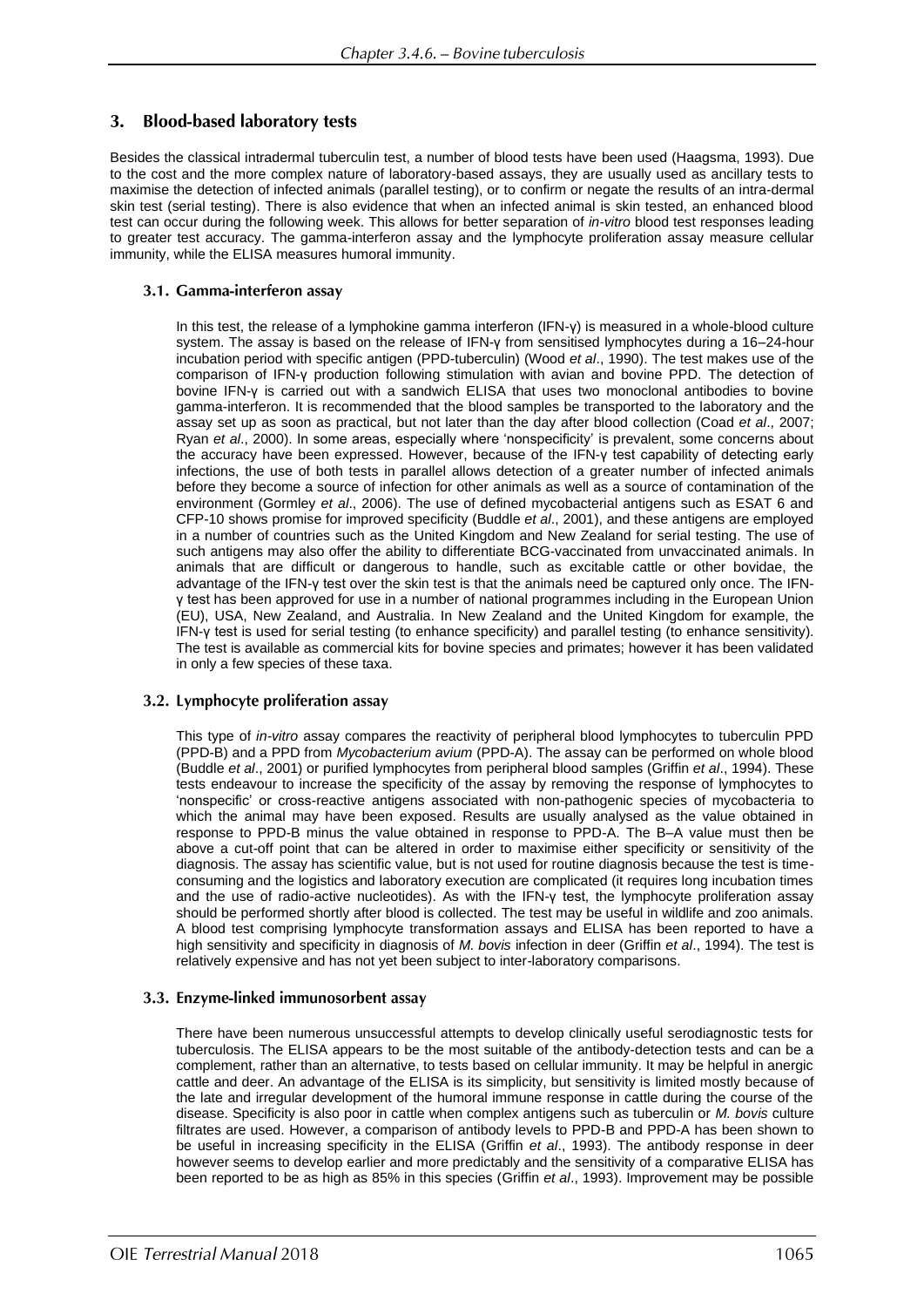## 3. Blood-based laboratory tests

Besides the classical intradermal tuberculin test, a number of blood tests have been used (Haagsma, 1993). Due to the cost and the more complex nature of laboratory-based assays, they are usually used as ancillary tests to maximise the detection of infected animals (parallel testing), or to confirm or negate the results of an intra-dermal skin test (serial testing). There is also evidence that when an infected animal is skin tested, an enhanced blood test can occur during the following week. This allows for better separation of *in-vitro* blood test responses leading to greater test accuracy. The gamma-interferon assay and the lymphocyte proliferation assay measure cellular immunity, while the ELISA measures humoral immunity.

### 3.1. Gamma-interferon assay

In this test, the release of a lymphokine gamma interferon (IFN-γ) is measured in a whole-blood culture system. The assay is based on the release of IFN-γ from sensitised lymphocytes during a 16–24-hour incubation period with specific antigen (PPD-tuberculin) (Wood *et al*., 1990). The test makes use of the comparison of IFN-γ production following stimulation with avian and bovine PPD. The detection of bovine IFN-γ is carried out with a sandwich ELISA that uses two monoclonal antibodies to bovine gamma-interferon. It is recommended that the blood samples be transported to the laboratory and the assay set up as soon as practical, but not later than the day after blood collection (Coad *et al*., 2007; Ryan *et al*., 2000). In some areas, especially where 'nonspecificity' is prevalent, some concerns about the accuracy have been expressed. However, because of the IFN-γ test capability of detecting early infections, the use of both tests in parallel allows detection of a greater number of infected animals before they become a source of infection for other animals as well as a source of contamination of the environment (Gormley *et al*., 2006). The use of defined mycobacterial antigens such as ESAT 6 and CFP-10 shows promise for improved specificity (Buddle *et al*., 2001), and these antigens are employed in a number of countries such as the United Kingdom and New Zealand for serial testing. The use of such antigens may also offer the ability to differentiate BCG-vaccinated from unvaccinated animals. In animals that are difficult or dangerous to handle, such as excitable cattle or other bovidae, the advantage of the IFN-γ test over the skin test is that the animals need be captured only once. The IFN-γ test has been approved for use in a number of national programmes including in the European Union (EU), USA, New Zealand, and Australia. In New Zealand and the United Kingdom for example, the IFN-γ test is used for serial testing (to enhance specificity) and parallel testing (to enhance sensitivity). The test is available as commercial kits for bovine species and primates; however it has been validated in only a few species of these taxa.

### 3.2. Lymphocyte proliferation assay

This type of *in-vitro* assay compares the reactivity of peripheral blood lymphocytes to tuberculin PPD (PPD-B) and a PPD from *Mycobacterium avium* (PPD-A). The assay can be performed on whole blood (Buddle *et al*., 2001) or purified lymphocytes from peripheral blood samples (Griffin *et al*., 1994). These tests endeavour to increase the specificity of the assay by removing the response of lymphocytes to 'nonspecific' or cross-reactive antigens associated with non-pathogenic species of mycobacteria to which the animal may have been exposed. Results are usually analysed as the value obtained in response to PPD-B minus the value obtained in response to PPD-A. The B–A value must then be above a cut-off point that can be altered in order to maximise either specificity or sensitivity of the diagnosis. The assay has scientific value, but is not used for routine diagnosis because the test is time-consuming and the logistics and laboratory execution are complicated (it requires long incubation times and the use of radio-active nucleotides). As with the IFN-γ test, the lymphocyte proliferation assay should be performed shortly after blood is collected. The test may be useful in wildlife and zoo animals. A blood test comprising lymphocyte transformation assays and ELISA has been reported to have a high sensitivity and specificity in diagnosis of *M. bovis* infection in deer (Griffin *et al*., 1994). The test is relatively expensive and has not yet been subject to inter-laboratory comparisons.

### 3.3. Enzyme-linked immunosorbent assay

There have been numerous unsuccessful attempts to develop clinically useful serodiagnostic tests for tuberculosis. The ELISA appears to be the most suitable of the antibody-detection tests and can be a complement, rather than an alternative, to tests based on cellular immunity. It may be helpful in anergic cattle and deer. An advantage of the ELISA is its simplicity, but sensitivity is limited mostly because of the late and irregular development of the humoral immune response in cattle during the course of the disease. Specificity is also poor in cattle when complex antigens such as tuberculin or *M. bovis* culture filtrates are used. However, a comparison of antibody levels to PPD-B and PPD-A has been shown to be useful in increasing specificity in the ELISA (Griffin *et al*., 1993). The antibody response in deer however seems to develop earlier and more predictably and the sensitivity of a comparative ELISA has been reported to be as high as 85% in this species (Griffin *et al*., 1993). Improvement may be possible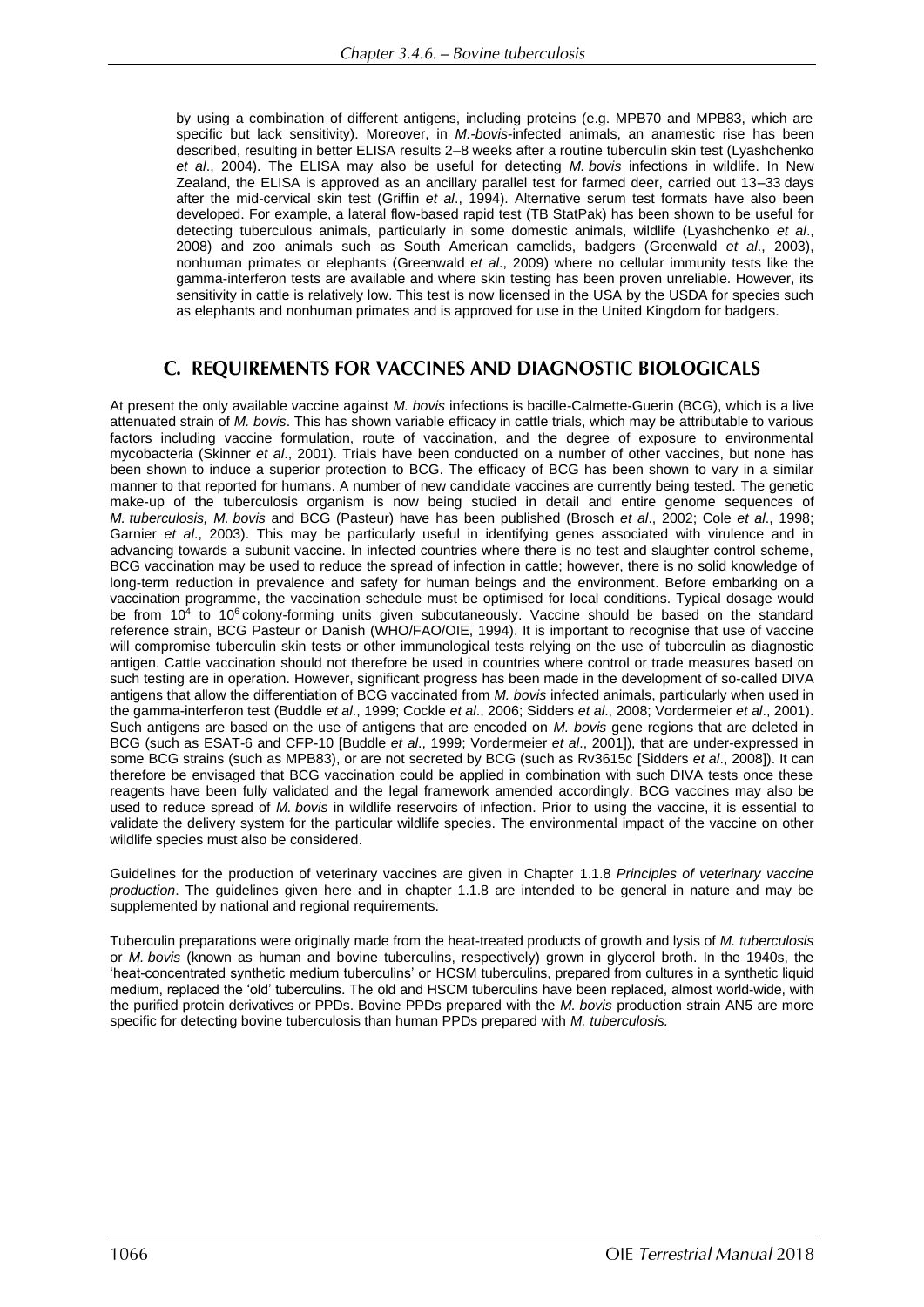by using a combination of different antigens, including proteins (e.g. MPB70 and MPB83, which are specific but lack sensitivity). Moreover, in *M.-bovis*-infected animals, an anamestic rise has been described, resulting in better ELISA results 2–8 weeks after a routine tuberculin skin test (Lyashchenko *et al*., 2004). The ELISA may also be useful for detecting *M. bovis* infections in wildlife. In New Zealand, the ELISA is approved as an ancillary parallel test for farmed deer, carried out 13–33 days after the mid-cervical skin test (Griffin *et al*., 1994). Alternative serum test formats have also been developed. For example, a lateral flow-based rapid test (TB StatPak) has been shown to be useful for detecting tuberculous animals, particularly in some domestic animals, wildlife (Lyashchenko *et al*., 2008) and zoo animals such as South American camelids, badgers (Greenwald *et al*., 2003), nonhuman primates or elephants (Greenwald *et al*., 2009) where no cellular immunity tests like the gamma-interferon tests are available and where skin testing has been proven unreliable. However, its sensitivity in cattle is relatively low. This test is now licensed in the USA by the USDA for species such as elephants and nonhuman primates and is approved for use in the United Kingdom for badgers.

## C. REQUIREMENTS FOR VACCINES AND DIAGNOSTIC BIOLOGICALS

At present the only available vaccine against *M. bovis* infections is bacille-Calmette-Guerin (BCG), which is a live attenuated strain of *M. bovis*. This has shown variable efficacy in cattle trials, which may be attributable to various factors including vaccine formulation, route of vaccination, and the degree of exposure to environmental mycobacteria (Skinner *et al*., 2001). Trials have been conducted on a number of other vaccines, but none has been shown to induce a superior protection to BCG. The efficacy of BCG has been shown to vary in a similar manner to that reported for humans. A number of new candidate vaccines are currently being tested. The genetic make-up of the tuberculosis organism is now being studied in detail and entire genome sequences of *M. tuberculosis, M. bovis* and BCG (Pasteur) have has been published (Brosch *et al*., 2002; Cole *et al*., 1998; Garnier *et al*., 2003). This may be particularly useful in identifying genes associated with virulence and in advancing towards a subunit vaccine. In infected countries where there is no test and slaughter control scheme, BCG vaccination may be used to reduce the spread of infection in cattle; however, there is no solid knowledge of long-term reduction in prevalence and safety for human beings and the environment. Before embarking on a vaccination programme, the vaccination schedule must be optimised for local conditions. Typical dosage would be from $10^4$ to $10^6$ colony-forming units given subcutaneously. Vaccine should be based on the standard reference strain, BCG Pasteur or Danish (WHO/FAO/OIE, 1994). It is important to recognise that use of vaccine will compromise tuberculin skin tests or other immunological tests relying on the use of tuberculin as diagnostic antigen. Cattle vaccination should not therefore be used in countries where control or trade measures based on such testing are in operation. However, significant progress has been made in the development of so-called DIVA antigens that allow the differentiation of BCG vaccinated from *M. bovis* infected animals, particularly when used in the gamma-interferon test (Buddle *et al*., 1999; Cockle *et al*., 2006; Sidders *et al*., 2008; Vordermeier *et al*., 2001). Such antigens are based on the use of antigens that are encoded on *M. bovis* gene regions that are deleted in BCG (such as ESAT-6 and CFP-10 [Buddle *et al*., 1999; Vordermeier *et al*., 2001]), that are under-expressed in some BCG strains (such as MPB83), or are not secreted by BCG (such as Rv3615c [Sidders *et al*., 2008]). It can therefore be envisaged that BCG vaccination could be applied in combination with such DIVA tests once these reagents have been fully validated and the legal framework amended accordingly. BCG vaccines may also be used to reduce spread of *M. bovis* in wildlife reservoirs of infection. Prior to using the vaccine, it is essential to validate the delivery system for the particular wildlife species. The environmental impact of the vaccine on other wildlife species must also be considered.

Guidelines for the production of veterinary vaccines are given in Chapter 1.1.8 *Principles of veterinary vaccine production*. The guidelines given here and in chapter 1.1.8 are intended to be general in nature and may be supplemented by national and regional requirements.

Tuberculin preparations were originally made from the heat-treated products of growth and lysis of *M. tuberculosis* or *M. bovis* (known as human and bovine tuberculins, respectively) grown in glycerol broth. In the 1940s, the 'heat-concentrated synthetic medium tuberculins' or HCSM tuberculins, prepared from cultures in a synthetic liquid medium, replaced the 'old' tuberculins. The old and HSCM tuberculins have been replaced, almost world-wide, with the purified protein derivatives or PPDs. Bovine PPDs prepared with the *M. bovis* production strain AN5 are more specific for detecting bovine tuberculosis than human PPDs prepared with *M. tuberculosis.*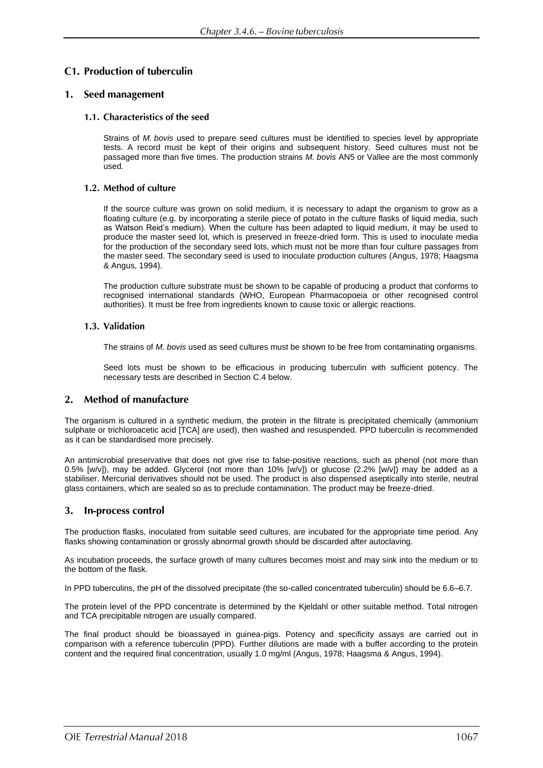## C1. Production of tuberculin

### 1. Seed management

#### 1.1. Characteristics of the seed

Strains of *M. bovis* used to prepare seed cultures must be identified to species level by appropriate tests. A record must be kept of their origins and subsequent history. Seed cultures must not be passaged more than five times. The production strains *M. bovis* AN5 or Vallee are the most commonly used.

#### 1.2. Method of culture

If the source culture was grown on solid medium, it is necessary to adapt the organism to grow as a floating culture (e.g. by incorporating a sterile piece of potato in the culture flasks of liquid media, such as Watson Reid's medium). When the culture has been adapted to liquid medium, it may be used to produce the master seed lot, which is preserved in freeze-dried form. This is used to inoculate media for the production of the secondary seed lots, which must not be more than four culture passages from the master seed. The secondary seed is used to inoculate production cultures (Angus, 1978; Haagsma & Angus, 1994).

The production culture substrate must be shown to be capable of producing a product that conforms to recognised international standards (WHO, European Pharmacopoeia or other recognised control authorities). It must be free from ingredients known to cause toxic or allergic reactions.

#### 1.3. Validation

The strains of *M. bovis* used as seed cultures must be shown to be free from contaminating organisms.

Seed lots must be shown to be efficacious in producing tuberculin with sufficient potency. The necessary tests are described in Section C.4 below.

### 2. Method of manufacture

The organism is cultured in a synthetic medium, the protein in the filtrate is precipitated chemically (ammonium sulphate or trichloroacetic acid [TCA] are used), then washed and resuspended. PPD tuberculin is recommended as it can be standardised more precisely.

An antimicrobial preservative that does not give rise to false-positive reactions, such as phenol (not more than 0.5% [w/v]), may be added. Glycerol (not more than 10% [w/v]) or glucose (2.2% [w/v]) may be added as a stabiliser. Mercurial derivatives should not be used. The product is also dispensed aseptically into sterile, neutral glass containers, which are sealed so as to preclude contamination. The product may be freeze-dried.

### 3. In-process control

The production flasks, inoculated from suitable seed cultures, are incubated for the appropriate time period. Any flasks showing contamination or grossly abnormal growth should be discarded after autoclaving.

As incubation proceeds, the surface growth of many cultures becomes moist and may sink into the medium or to the bottom of the flask.

In PPD tuberculins, the pH of the dissolved precipitate (the so-called concentrated tuberculin) should be 6.6–6.7.

The protein level of the PPD concentrate is determined by the Kjeldahl or other suitable method. Total nitrogen and TCA precipitable nitrogen are usually compared.

The final product should be bioassayed in guinea-pigs. Potency and specificity assays are carried out in comparison with a reference tuberculin (PPD). Further dilutions are made with a buffer according to the protein content and the required final concentration, usually 1.0 mg/ml (Angus, 1978; Haagsma & Angus, 1994).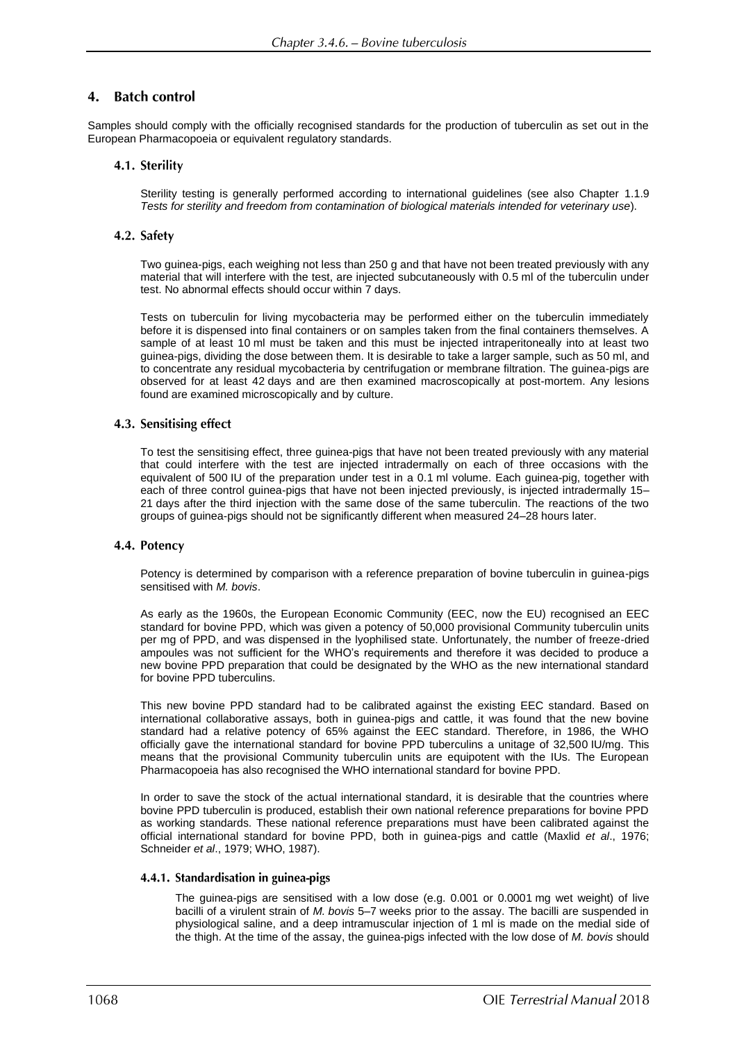## 4. Batch control

Samples should comply with the officially recognised standards for the production of tuberculin as set out in the European Pharmacopoeia or equivalent regulatory standards.

### 4.1. Sterility

Sterility testing is generally performed according to international guidelines (see also Chapter 1.1.9 *Tests for sterility and freedom from contamination of biological materials intended for veterinary use*).

### 4.2. Safety

Two guinea-pigs, each weighing not less than 250 g and that have not been treated previously with any material that will interfere with the test, are injected subcutaneously with 0.5 ml of the tuberculin under test. No abnormal effects should occur within 7 days.

Tests on tuberculin for living mycobacteria may be performed either on the tuberculin immediately before it is dispensed into final containers or on samples taken from the final containers themselves. A sample of at least 10 ml must be taken and this must be injected intraperitoneally into at least two guinea-pigs, dividing the dose between them. It is desirable to take a larger sample, such as 50 ml, and to concentrate any residual mycobacteria by centrifugation or membrane filtration. The guinea-pigs are observed for at least 42 days and are then examined macroscopically at post-mortem. Any lesions found are examined microscopically and by culture.

### 4.3. Sensitising effect

To test the sensitising effect, three guinea-pigs that have not been treated previously with any material that could interfere with the test are injected intradermally on each of three occasions with the equivalent of 500 IU of the preparation under test in a 0.1 ml volume. Each guinea-pig, together with each of three control guinea-pigs that have not been injected previously, is injected intradermally 15–21 days after the third injection with the same dose of the same tuberculin. The reactions of the two groups of guinea-pigs should not be significantly different when measured 24–28 hours later.

### 4.4. Potency

Potency is determined by comparison with a reference preparation of bovine tuberculin in guinea-pigs sensitised with *M. bovis*.

As early as the 1960s, the European Economic Community (EEC, now the EU) recognised an EEC standard for bovine PPD, which was given a potency of 50,000 provisional Community tuberculin units per mg of PPD, and was dispensed in the lyophilised state. Unfortunately, the number of freeze-dried ampoules was not sufficient for the WHO's requirements and therefore it was decided to produce a new bovine PPD preparation that could be designated by the WHO as the new international standard for bovine PPD tuberculins.

This new bovine PPD standard had to be calibrated against the existing EEC standard. Based on international collaborative assays, both in guinea-pigs and cattle, it was found that the new bovine standard had a relative potency of 65% against the EEC standard. Therefore, in 1986, the WHO officially gave the international standard for bovine PPD tuberculins a unitage of 32,500 IU/mg. This means that the provisional Community tuberculin units are equipotent with the IUs. The European Pharmacopoeia has also recognised the WHO international standard for bovine PPD.

In order to save the stock of the actual international standard, it is desirable that the countries where bovine PPD tuberculin is produced, establish their own national reference preparations for bovine PPD as working standards. These national reference preparations must have been calibrated against the official international standard for bovine PPD, both in guinea-pigs and cattle (Maxlid *et al*., 1976; Schneider *et al*., 1979; WHO, 1987).

#### 4.4.1. Standardisation in guinea-pigs

The guinea-pigs are sensitised with a low dose (e.g. 0.001 or 0.0001 mg wet weight) of live bacilli of a virulent strain of *M. bovis* 5–7 weeks prior to the assay. The bacilli are suspended in physiological saline, and a deep intramuscular injection of 1 ml is made on the medial side of the thigh. At the time of the assay, the guinea-pigs infected with the low dose of *M. bovis* should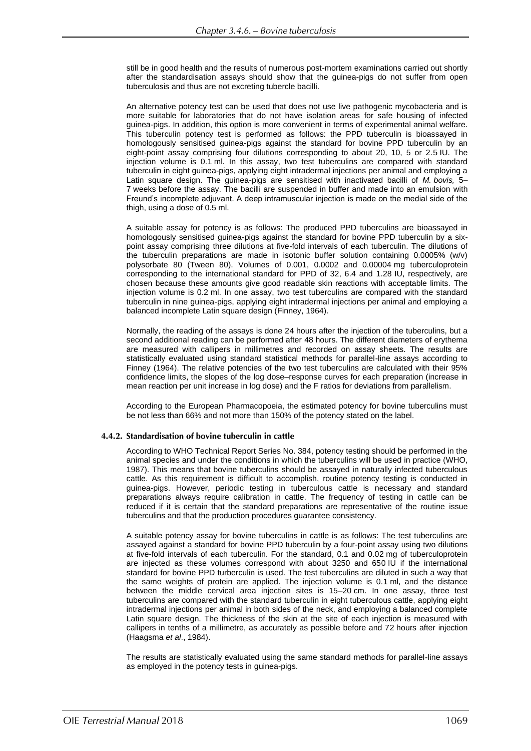still be in good health and the results of numerous post-mortem examinations carried out shortly after the standardisation assays should show that the guinea-pigs do not suffer from open tuberculosis and thus are not excreting tubercle bacilli.

An alternative potency test can be used that does not use live pathogenic mycobacteria and is more suitable for laboratories that do not have isolation areas for safe housing of infected guinea-pigs. In addition, this option is more convenient in terms of experimental animal welfare. This tuberculin potency test is performed as follows: the PPD tuberculin is bioassayed in homologously sensitised guinea-pigs against the standard for bovine PPD tuberculin by an eight-point assay comprising four dilutions corresponding to about 20, 10, 5 or 2.5 IU. The injection volume is 0.1 ml. In this assay, two test tuberculins are compared with standard tuberculin in eight guinea-pigs, applying eight intradermal injections per animal and employing a Latin square design. The guinea-pigs are sensitised with inactivated bacilli of *M. bovis,* 5–7 weeks before the assay. The bacilli are suspended in buffer and made into an emulsion with Freund's incomplete adjuvant. A deep intramuscular injection is made on the medial side of the thigh, using a dose of 0.5 ml.

A suitable assay for potency is as follows: The produced PPD tuberculins are bioassayed in homologously sensitised guinea-pigs against the standard for bovine PPD tuberculin by a six-point assay comprising three dilutions at five-fold intervals of each tuberculin. The dilutions of the tuberculin preparations are made in isotonic buffer solution containing 0.0005% (w/v) polysorbate 80 (Tween 80). Volumes of 0.001, 0.0002 and 0.00004 mg tuberculoprotein corresponding to the international standard for PPD of 32, 6.4 and 1.28 IU, respectively, are chosen because these amounts give good readable skin reactions with acceptable limits. The injection volume is 0.2 ml. In one assay, two test tuberculins are compared with the standard tuberculin in nine guinea-pigs, applying eight intradermal injections per animal and employing a balanced incomplete Latin square design (Finney, 1964).

Normally, the reading of the assays is done 24 hours after the injection of the tuberculins, but a second additional reading can be performed after 48 hours. The different diameters of erythema are measured with callipers in millimetres and recorded on assay sheets. The results are statistically evaluated using standard statistical methods for parallel-line assays according to Finney (1964). The relative potencies of the two test tuberculins are calculated with their 95% confidence limits, the slopes of the log dose–response curves for each preparation (increase in mean reaction per unit increase in log dose) and the F ratios for deviations from parallelism.

According to the European Pharmacopoeia, the estimated potency for bovine tuberculins must be not less than 66% and not more than 150% of the potency stated on the label.

### 4.4.2. Standardisation of bovine tuberculin in cattle

According to WHO Technical Report Series No. 384, potency testing should be performed in the animal species and under the conditions in which the tuberculins will be used in practice (WHO, 1987). This means that bovine tuberculins should be assayed in naturally infected tuberculous cattle. As this requirement is difficult to accomplish, routine potency testing is conducted in guinea-pigs. However, periodic testing in tuberculous cattle is necessary and standard preparations always require calibration in cattle. The frequency of testing in cattle can be reduced if it is certain that the standard preparations are representative of the routine issue tuberculins and that the production procedures guarantee consistency.

A suitable potency assay for bovine tuberculins in cattle is as follows: The test tuberculins are assayed against a standard for bovine PPD tuberculin by a four-point assay using two dilutions at five-fold intervals of each tuberculin. For the standard, 0.1 and 0.02 mg of tuberculoprotein are injected as these volumes correspond with about 3250 and 650 IU if the international standard for bovine PPD turberculin is used. The test tuberculins are diluted in such a way that the same weights of protein are applied. The injection volume is 0.1 ml, and the distance between the middle cervical area injection sites is 15–20 cm. In one assay, three test tuberculins are compared with the standard tuberculin in eight tuberculous cattle, applying eight intradermal injections per animal in both sides of the neck, and employing a balanced complete Latin square design. The thickness of the skin at the site of each injection is measured with callipers in tenths of a millimetre, as accurately as possible before and 72 hours after injection (Haagsma *et al*., 1984).

The results are statistically evaluated using the same standard methods for parallel-line assays as employed in the potency tests in guinea-pigs.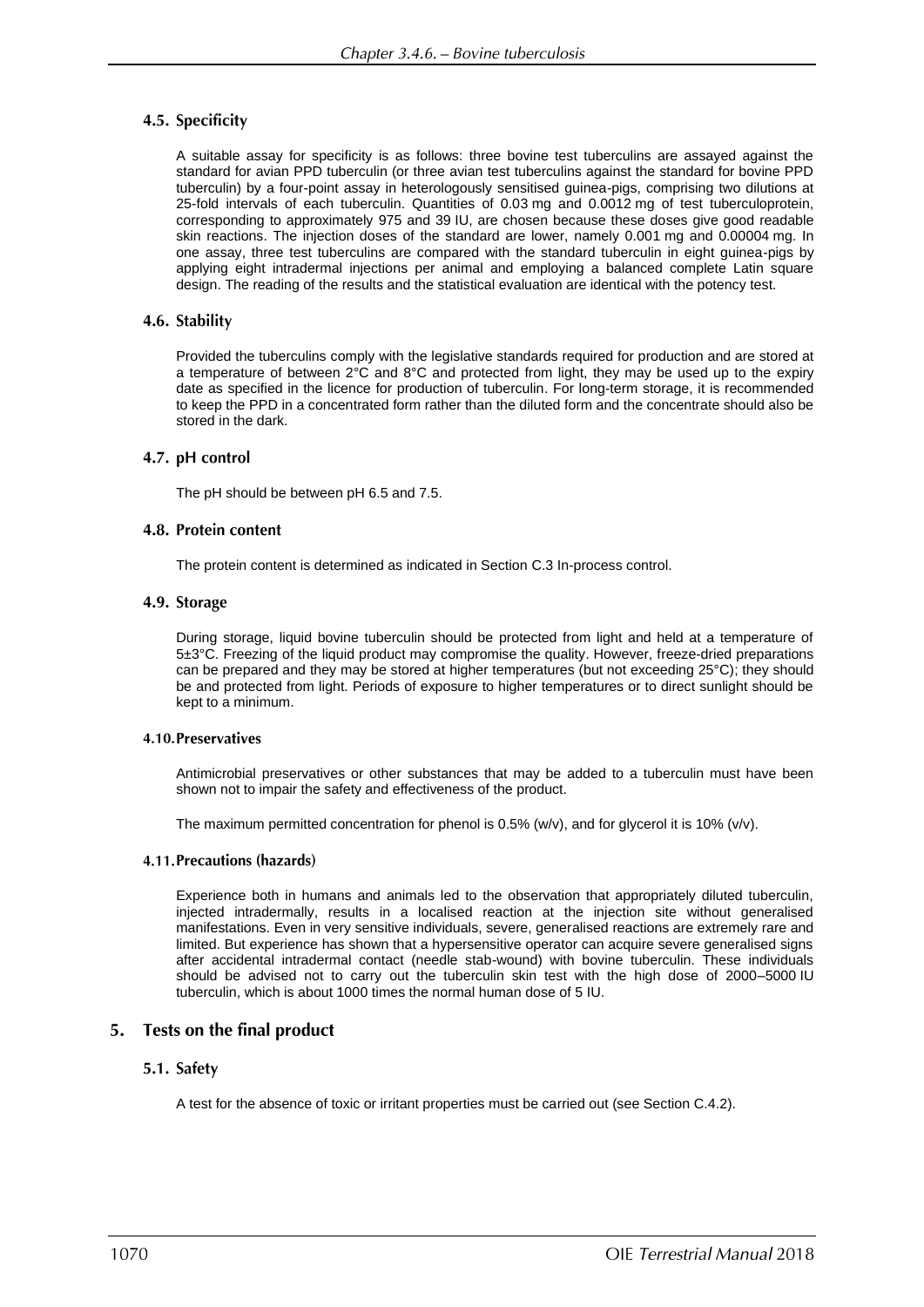#### 4.5. Specificity

A suitable assay for specificity is as follows: three bovine test tuberculins are assayed against the standard for avian PPD tuberculin (or three avian test tuberculins against the standard for bovine PPD tuberculin) by a four-point assay in heterologously sensitised guinea-pigs, comprising two dilutions at 25-fold intervals of each tuberculin. Quantities of 0.03 mg and 0.0012 mg of test tuberculoprotein, corresponding to approximately 975 and 39 IU, are chosen because these doses give good readable skin reactions. The injection doses of the standard are lower, namely 0.001 mg and 0.00004 mg. In one assay, three test tuberculins are compared with the standard tuberculin in eight guinea-pigs by applying eight intradermal injections per animal and employing a balanced complete Latin square design. The reading of the results and the statistical evaluation are identical with the potency test.

#### 4.6. Stability

Provided the tuberculins comply with the legislative standards required for production and are stored at a temperature of between 2°C and 8°C and protected from light, they may be used up to the expiry date as specified in the licence for production of tuberculin. For long-term storage, it is recommended to keep the PPD in a concentrated form rather than the diluted form and the concentrate should also be stored in the dark.

#### 4.7. pH control

The pH should be between pH 6.5 and 7.5.

#### 4.8. Protein content

The protein content is determined as indicated in Section C.3 In-process control.

#### 4.9. Storage

During storage, liquid bovine tuberculin should be protected from light and held at a temperature of 5±3°C. Freezing of the liquid product may compromise the quality. However, freeze-dried preparations can be prepared and they may be stored at higher temperatures (but not exceeding 25°C); they should be and protected from light. Periods of exposure to higher temperatures or to direct sunlight should be kept to a minimum.

#### 4.10. Preservatives

Antimicrobial preservatives or other substances that may be added to a tuberculin must have been shown not to impair the safety and effectiveness of the product.

The maximum permitted concentration for phenol is 0.5% (w/v), and for glycerol it is 10% (v/v).

#### 4.11. Precautions (hazards)

Experience both in humans and animals led to the observation that appropriately diluted tuberculin, injected intradermally, results in a localised reaction at the injection site without generalised manifestations. Even in very sensitive individuals, severe, generalised reactions are extremely rare and limited. But experience has shown that a hypersensitive operator can acquire severe generalised signs after accidental intradermal contact (needle stab-wound) with bovine tuberculin. These individuals should be advised not to carry out the tuberculin skin test with the high dose of 2000–5000 IU tuberculin, which is about 1000 times the normal human dose of 5 IU.

### 5. Tests on the final product

#### 5.1. Safety

A test for the absence of toxic or irritant properties must be carried out (see Section C.4.2).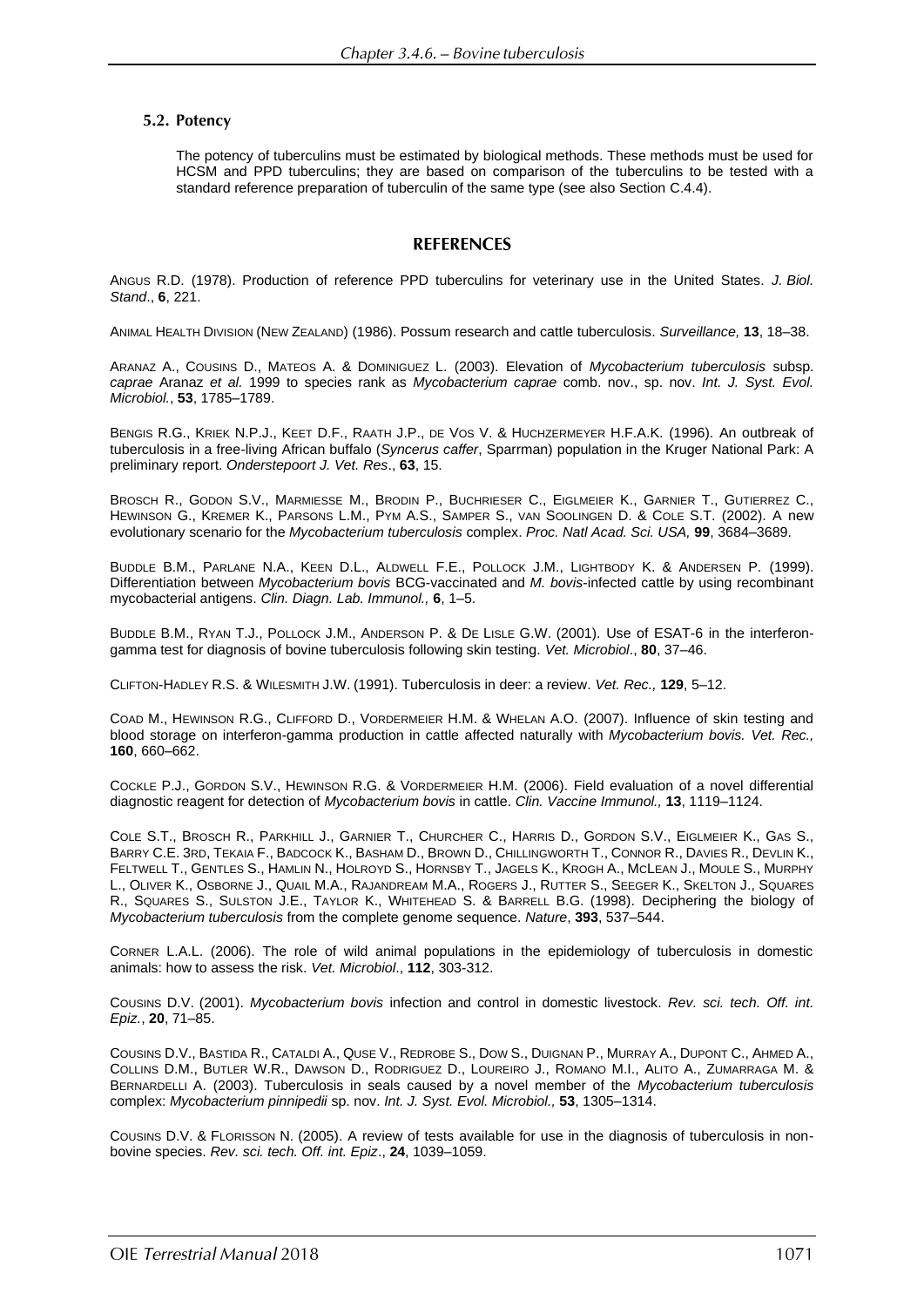### 5.2. Potency

The potency of tuberculins must be estimated by biological methods. These methods must be used for HCSM and PPD tuberculins; they are based on comparison of the tuberculins to be tested with a standard reference preparation of tuberculin of the same type (see also Section C.4.4).

## REFERENCES

ANGUS R.D. (1978). Production of reference PPD tuberculins for veterinary use in the United States. *J. Biol. Stand*., **6**, 221.

ANIMAL HEALTH DIVISION (NEW ZEALAND) (1986). Possum research and cattle tuberculosis. *Surveillance,* **13**, 18–38.

ARANAZ A., COUSINS D., MATEOS A. & DOMINIGUEZ L. (2003). Elevation of *Mycobacterium tuberculosis* subsp. *caprae* Aranaz *et al.* 1999 to species rank as *Mycobacterium caprae* comb. nov., sp. nov. *Int. J. Syst. Evol. Microbiol.*, **53**, 1785–1789.

BENGIS R.G., KRIEK N.P.J., KEET D.F., RAATH J.P., DE VOS V. & HUCHZERMEYER H.F.A.K. (1996). An outbreak of tuberculosis in a free-living African buffalo (*Syncerus caffer*, Sparrman) population in the Kruger National Park: A preliminary report. *Onderstepoort J. Vet. Res*., **63**, 15.

BROSCH R., GODON S.V., MARMIESSE M., BRODIN P., BUCHRIESER C., EIGLMEIER K., GARNIER T., GUTIERREZ C., HEWINSON G., KREMER K., PARSONS L.M., PYM A.S., SAMPER S., VAN SOOLINGEN D. & COLE S.T. (2002). A new evolutionary scenario for the *Mycobacterium tuberculosis* complex. *Proc. Natl Acad. Sci. USA,* **99**, 3684–3689.

BUDDLE B.M., PARLANE N.A., KEEN D.L., ALDWELL F.E., POLLOCK J.M., LIGHTBODY K. & ANDERSEN P. (1999). Differentiation between *Mycobacterium bovis* BCG-vaccinated and *M. bovis*-infected cattle by using recombinant mycobacterial antigens. *Clin. Diagn. Lab. Immunol.,* **6**, 1–5.

BUDDLE B.M., RYAN T.J., POLLOCK J.M., ANDERSON P. & DE LISLE G.W. (2001). Use of ESAT-6 in the interferon-gamma test for diagnosis of bovine tuberculosis following skin testing. *Vet. Microbiol*., **80**, 37–46.

CLIFTON-HADLEY R.S. & WILESMITH J.W. (1991). Tuberculosis in deer: a review. *Vet. Rec.,* **129**, 5–12.

COAD M., HEWINSON R.G., CLIFFORD D., VORDERMEIER H.M. & WHELAN A.O. (2007). Influence of skin testing and blood storage on interferon-gamma production in cattle affected naturally with *Mycobacterium bovis. Vet. Rec.,* **160**, 660–662.

COCKLE P.J., GORDON S.V., HEWINSON R.G. & VORDERMEIER H.M. (2006). Field evaluation of a novel differential diagnostic reagent for detection of *Mycobacterium bovis* in cattle. *Clin. Vaccine Immunol.,* **13**, 1119–1124.

COLE S.T., BROSCH R., PARKHILL J., GARNIER T., CHURCHER C., HARRIS D., GORDON S.V., EIGLMEIER K., GAS S., BARRY C.E. 3RD, TEKAIA F., BADCOCK K., BASHAM D., BROWN D., CHILLINGWORTH T., CONNOR R., DAVIES R., DEVLIN K., FELTWELL T., GENTLES S., HAMLIN N., HOLROYD S., HORNSBY T., JAGELS K., KROGH A., MCLEAN J., MOULE S., MURPHY L., OLIVER K., OSBORNE J., QUAIL M.A., RAJANDREAM M.A., ROGERS J., RUTTER S., SEEGER K., SKELTON J., SQUARES R., SQUARES S., SULSTON J.E., TAYLOR K., WHITEHEAD S. & BARRELL B.G. (1998). Deciphering the biology of *Mycobacterium tuberculosis* from the complete genome sequence. *Nature*, **393**, 537–544.

CORNER L.A.L. (2006). The role of wild animal populations in the epidemiology of tuberculosis in domestic animals: how to assess the risk. *Vet. Microbiol*., **112**, 303-312.

COUSINS D.V. (2001). *Mycobacterium bovis* infection and control in domestic livestock. *Rev. sci. tech. Off. int. Epiz.*, **20**, 71–85.

COUSINS D.V., BASTIDA R., CATALDI A., QUSE V., REDROBE S., DOW S., DUIGNAN P., MURRAY A., DUPONT C., AHMED A., COLLINS D.M., BUTLER W.R., DAWSON D., RODRIGUEZ D., LOUREIRO J., ROMANO M.I., ALITO A., ZUMARRAGA M. & BERNARDELLI A. (2003). Tuberculosis in seals caused by a novel member of the *Mycobacterium tuberculosis* complex: *Mycobacterium pinnipedii* sp. nov. *Int. J. Syst. Evol. Microbiol.,* **53**, 1305–1314.

COUSINS D.V. & FLORISSON N. (2005). A review of tests available for use in the diagnosis of tuberculosis in non-bovine species. *Rev. sci. tech. Off. int. Epiz*., **24**, 1039–1059.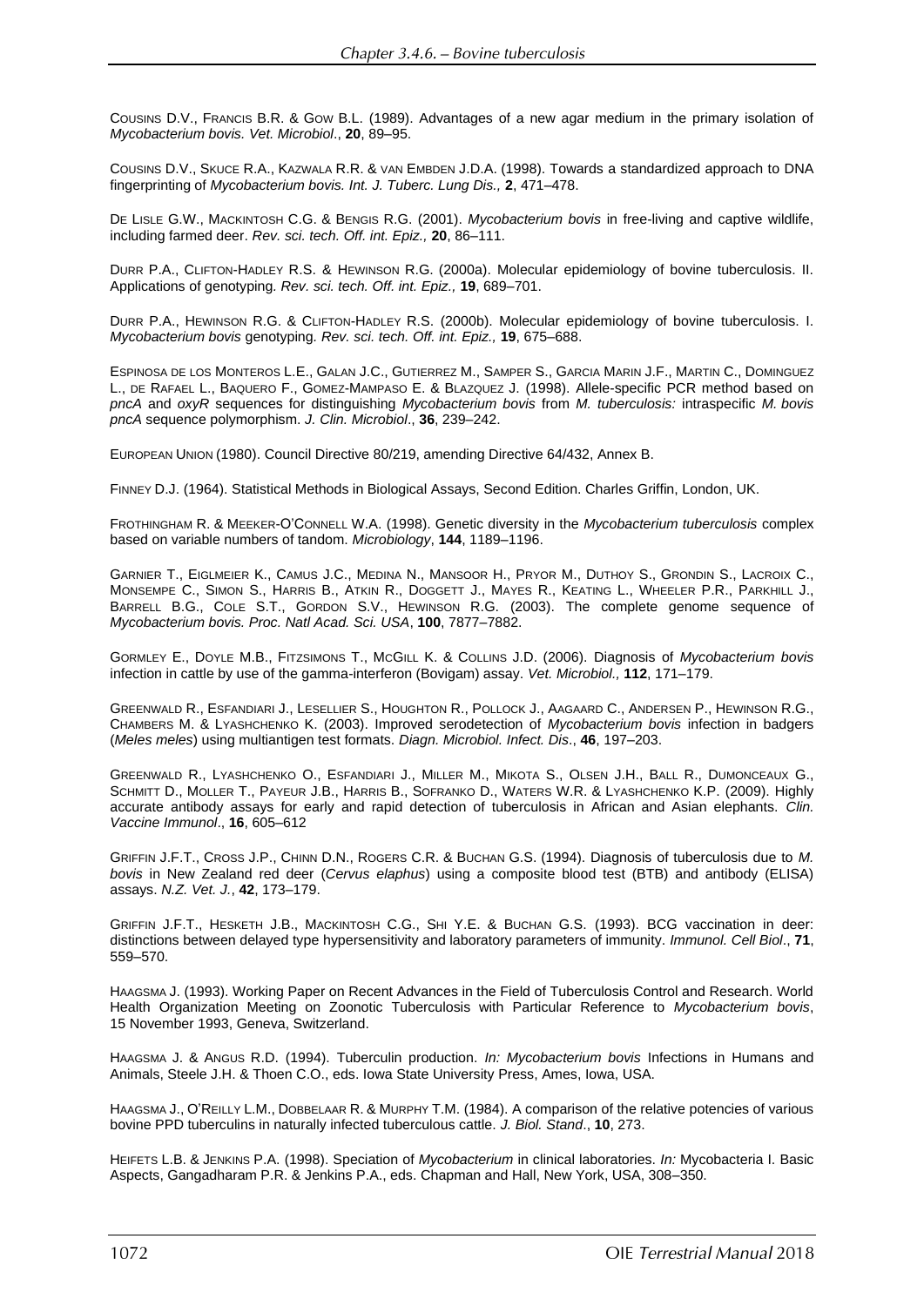Cousins D.V., Francis B.R. & Gow B.L. (1989). Advantages of a new agar medium in the primary isolation of *Mycobacterium bovis. Vet. Microbiol*., **20**, 89–95.

Cousins D.V., Skuce R.A., Kazwala R.R. & van Embden J.D.A. (1998). Towards a standardized approach to DNA fingerprinting of *Mycobacterium bovis. Int. J. Tuberc. Lung Dis.,* **2**, 471–478.

De Lisle G.W., Mackintosh C.G. & Bengis R.G. (2001). *Mycobacterium bovis* in free-living and captive wildlife, including farmed deer. *Rev. sci. tech. Off. int. Epiz.,* **20**, 86–111.

Durr P.A., Clifton-Hadley R.S. & Hewinson R.G. (2000a). Molecular epidemiology of bovine tuberculosis. II. Applications of genotyping. *Rev. sci. tech. Off. int. Epiz.,* **19**, 689–701.

Durr P.A., Hewinson R.G. & Clifton-Hadley R.S. (2000b). Molecular epidemiology of bovine tuberculosis. I. *Mycobacterium bovis* genotyping. *Rev. sci. tech. Off. int. Epiz.,* **19**, 675–688.

Espinosa de los Monteros L.E., Galan J.C., Gutierrez M., Samper S., Garcia Marin J.F., Martin C., Dominguez L., de Rafael L., Baquero F., Gomez-Mampaso E. & Blazquez J. (1998). Allele-specific PCR method based on *pncA* and *oxyR* sequences for distinguishing *Mycobacterium bovis* from *M. tuberculosis:* intraspecific *M. bovis pncA* sequence polymorphism. *J. Clin. Microbiol*., **36**, 239–242.

European Union (1980). Council Directive 80/219, amending Directive 64/432, Annex B.

Finney D.J. (1964). Statistical Methods in Biological Assays, Second Edition. Charles Griffin, London, UK.

Frothingham R. & Meeker-O'Connell W.A. (1998). Genetic diversity in the *Mycobacterium tuberculosis* complex based on variable numbers of tandom. *Microbiology*, **144**, 1189–1196.

Garnier T., Eiglmeier K., Camus J.C., Medina N., Mansoor H., Pryor M., Duthoy S., Grondin S., Lacroix C., Monsempe C., Simon S., Harris B., Atkin R., Doggett J., Mayes R., Keating L., Wheeler P.R., Parkhill J., Barrell B.G., Cole S.T., Gordon S.V., Hewinson R.G. (2003). The complete genome sequence of *Mycobacterium bovis. Proc. Natl Acad. Sci. USA*, **100**, 7877–7882.

Gormley E., Doyle M.B., Fitzsimons T., McGill K. & Collins J.D. (2006). Diagnosis of *Mycobacterium bovis* infection in cattle by use of the gamma-interferon (Bovigam) assay. *Vet. Microbiol.,* **112**, 171–179.

Greenwald R., Esfandiari J., Lesellier S., Houghton R., Pollock J., Aagaard C., Andersen P., Hewinson R.G., Chambers M. & Lyashchenko K. (2003). Improved serodetection of *Mycobacterium bovis* infection in badgers (*Meles meles*) using multiantigen test formats. *Diagn. Microbiol. Infect. Dis*., **46**, 197–203.

Greenwald R., Lyashchenko O., Esfandiari J., Miller M., Mikota S., Olsen J.H., Ball R., Dumonceaux G., Schmitt D., Moller T., Payeur J.B., Harris B., Sofranko D., Waters W.R. & Lyashchenko K.P. (2009). Highly accurate antibody assays for early and rapid detection of tuberculosis in African and Asian elephants. *Clin. Vaccine Immunol*., **16**, 605–612

Griffin J.F.T., Cross J.P., Chinn D.N., Rogers C.R. & Buchan G.S. (1994). Diagnosis of tuberculosis due to *M. bovis* in New Zealand red deer (*Cervus elaphus*) using a composite blood test (BTB) and antibody (ELISA) assays. *N.Z. Vet. J.*, **42**, 173–179.

Griffin J.F.T., Hesketh J.B., Mackintosh C.G., Shi Y.E. & Buchan G.S. (1993). BCG vaccination in deer: distinctions between delayed type hypersensitivity and laboratory parameters of immunity. *Immunol. Cell Biol*., **71**, 559–570.

Haagsma J. (1993). Working Paper on Recent Advances in the Field of Tuberculosis Control and Research. World Health Organization Meeting on Zoonotic Tuberculosis with Particular Reference to *Mycobacterium bovis*, 15 November 1993, Geneva, Switzerland.

Haagsma J. & Angus R.D. (1994). Tuberculin production. *In: Mycobacterium bovis* Infections in Humans and Animals, Steele J.H. & Thoen C.O., eds. Iowa State University Press, Ames, Iowa, USA.

Haagsma J., O'Reilly L.M., Dobbelaar R. & Murphy T.M. (1984). A comparison of the relative potencies of various bovine PPD tuberculins in naturally infected tuberculous cattle. *J. Biol. Stand*., **10**, 273.

Heifets L.B. & Jenkins P.A. (1998). Speciation of *Mycobacterium* in clinical laboratories. *In:* Mycobacteria I. Basic Aspects, Gangadharam P.R. & Jenkins P.A., eds. Chapman and Hall, New York, USA, 308–350.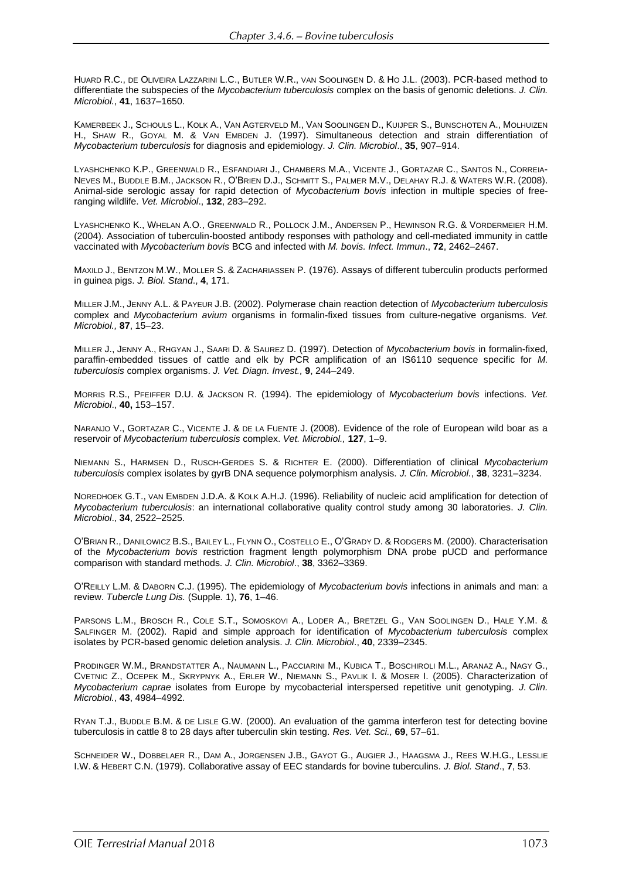HUARD R.C., DE OLIVEIRA LAZZARINI L.C., BUTLER W.R., VAN SOOLINGEN D. & HO J.L. (2003). PCR-based method to differentiate the subspecies of the *Mycobacterium tuberculosis* complex on the basis of genomic deletions. *J. Clin. Microbiol.*, **41**, 1637–1650.

KAMERBEEK J., SCHOULS L., KOLK A., VAN AGTERVELD M., VAN SOOLINGEN D., KUIJPER S., BUNSCHOTEN A., MOLHUIZEN H., SHAW R., GOYAL M. & VAN EMBDEN J. (1997). Simultaneous detection and strain differentiation of *Mycobacterium tuberculosis* for diagnosis and epidemiology. *J. Clin. Microbiol*., **35**, 907–914.

LYASHCHENKO K.P., GREENWALD R., ESFANDIARI J., CHAMBERS M.A., VICENTE J., GORTAZAR C., SANTOS N., CORREIA-NEVES M., BUDDLE B.M., JACKSON R., O'BRIEN D.J., SCHMITT S., PALMER M.V., DELAHAY R.J. & WATERS W.R. (2008). Animal-side serologic assay for rapid detection of *Mycobacterium bovis* infection in multiple species of free-ranging wildlife. *Vet. Microbiol*., **132**, 283–292.

LYASHCHENKO K., WHELAN A.O., GREENWALD R., POLLOCK J.M., ANDERSEN P., HEWINSON R.G. & VORDERMEIER H.M. (2004). Association of tuberculin-boosted antibody responses with pathology and cell-mediated immunity in cattle vaccinated with *Mycobacterium bovis* BCG and infected with *M. bovis. Infect. Immun*., **72**, 2462–2467.

MAXILD J., BENTZON M.W., MOLLER S. & ZACHARIASSEN P. (1976). Assays of different tuberculin products performed in guinea pigs. *J. Biol. Stand*., **4**, 171.

MILLER J.M., JENNY A.L. & PAYEUR J.B. (2002). Polymerase chain reaction detection of *Mycobacterium tuberculosis* complex and *Mycobacterium avium* organisms in formalin-fixed tissues from culture-negative organisms. *Vet. Microbiol.,* **87**, 15–23.

MILLER J., JENNY A., RHGYAN J., SAARI D. & SAUREZ D. (1997). Detection of *Mycobacterium bovis* in formalin-fixed, paraffin-embedded tissues of cattle and elk by PCR amplification of an IS6110 sequence specific for *M. tuberculosis* complex organisms. *J. Vet. Diagn. Invest.,* **9**, 244–249.

MORRIS R.S., PFEIFFER D.U. & JACKSON R. (1994). The epidemiology of *Mycobacterium bovis* infections. *Vet. Microbiol*., **40,** 153–157.

NARANJO V., GORTAZAR C., VICENTE J. & DE LA FUENTE J. (2008). Evidence of the role of European wild boar as a reservoir of *Mycobacterium tuberculosis* complex. *Vet. Microbiol.,* **127**, 1–9.

NIEMANN S., HARMSEN D., RUSCH-GERDES S. & RICHTER E. (2000). Differentiation of clinical *Mycobacterium tuberculosis* complex isolates by gyrB DNA sequence polymorphism analysis. *J. Clin. Microbiol.*, **38**, 3231–3234.

NOREDHOEK G.T., VAN EMBDEN J.D.A. & KOLK A.H.J. (1996). Reliability of nucleic acid amplification for detection of *Mycobacterium tuberculosis*: an international collaborative quality control study among 30 laboratories. *J. Clin. Microbiol*., **34**, 2522–2525.

O'BRIAN R., DANILOWICZ B.S., BAILEY L., FLYNN O., COSTELLO E., O'GRADY D. & RODGERS M. (2000). Characterisation of the *Mycobacterium bovis* restriction fragment length polymorphism DNA probe pUCD and performance comparison with standard methods. *J. Clin. Microbiol*., **38**, 3362–3369.

O'REILLY L.M. & DABORN C.J. (1995). The epidemiology of *Mycobacterium bovis* infections in animals and man: a review. *Tubercle Lung Dis.* (Supple*.* 1), **76**, 1–46.

PARSONS L.M., BROSCH R., COLE S.T., SOMOSKOVI A., LODER A., BRETZEL G., VAN SOOLINGEN D., HALE Y.M. & SALFINGER M. (2002). Rapid and simple approach for identification of *Mycobacterium tuberculosis* complex isolates by PCR-based genomic deletion analysis. *J. Clin. Microbiol*., **40**, 2339–2345.

PRODINGER W.M., BRANDSTATTER A., NAUMANN L., PACCIARINI M., KUBICA T., BOSCHIROLI M.L., ARANAZ A., NAGY G., CVETNIC Z., OCEPEK M., SKRYPNYK A., ERLER W., NIEMANN S., PAVLIK I. & MOSER I. (2005). Characterization of *Mycobacterium caprae* isolates from Europe by mycobacterial interspersed repetitive unit genotyping. *J. Clin. Microbiol.*, **43**, 4984–4992.

RYAN T.J., BUDDLE B.M. & DE LISLE G.W. (2000). An evaluation of the gamma interferon test for detecting bovine tuberculosis in cattle 8 to 28 days after tuberculin skin testing. *Res. Vet. Sci.,* **69**, 57–61.

SCHNEIDER W., DOBBELAER R., DAM A., JORGENSEN J.B., GAYOT G., AUGIER J., HAAGSMA J., REES W.H.G., LESSLIE I.W. & HEBERT C.N. (1979). Collaborative assay of EEC standards for bovine tuberculins. *J. Biol. Stand*., **7**, 53.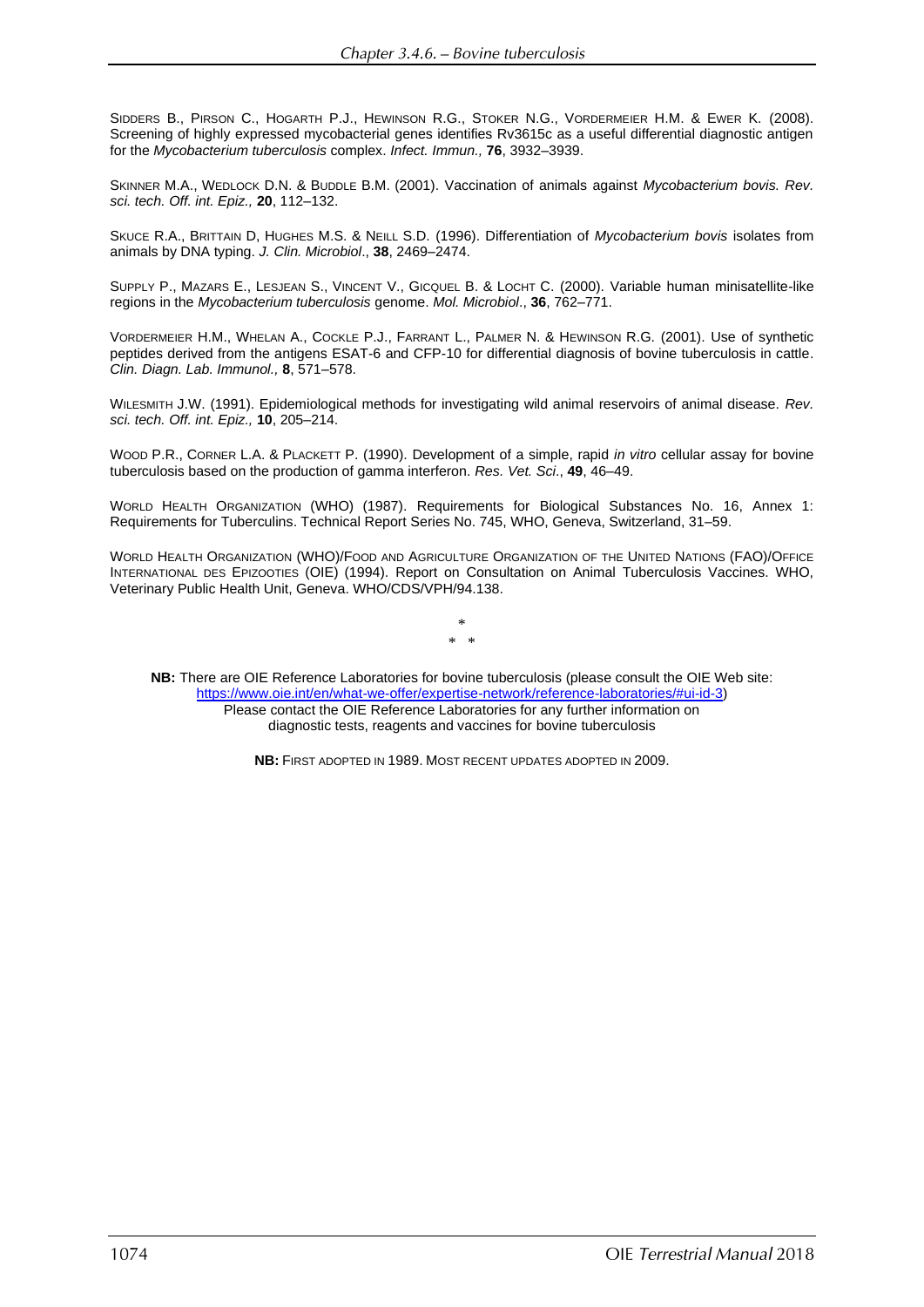SIDDERS B., PIRSON C., HOGARTH P.J., HEWINSON R.G., STOKER N.G., VORDERMEIER H.M. & EWER K. (2008). Screening of highly expressed mycobacterial genes identifies Rv3615c as a useful differential diagnostic antigen for the *Mycobacterium tuberculosis* complex. *Infect. Immun.,* **76**, 3932–3939.

SKINNER M.A., WEDLOCK D.N. & BUDDLE B.M. (2001). Vaccination of animals against *Mycobacterium bovis. Rev. sci. tech. Off. int. Epiz.,* **20**, 112–132.

SKUCE R.A., BRITTAIN D, HUGHES M.S. & NEILL S.D. (1996). Differentiation of *Mycobacterium bovis* isolates from animals by DNA typing. *J. Clin. Microbiol*., **38**, 2469–2474.

SUPPLY P., MAZARS E., LESJEAN S., VINCENT V., GICQUEL B. & LOCHT C. (2000). Variable human minisatellite-like regions in the *Mycobacterium tuberculosis* genome. *Mol. Microbiol*., **36**, 762–771.

VORDERMEIER H.M., WHELAN A., COCKLE P.J., FARRANT L., PALMER N. & HEWINSON R.G. (2001). Use of synthetic peptides derived from the antigens ESAT-6 and CFP-10 for differential diagnosis of bovine tuberculosis in cattle. *Clin. Diagn. Lab. Immunol.,* **8**, 571–578.

WILESMITH J.W. (1991). Epidemiological methods for investigating wild animal reservoirs of animal disease. *Rev. sci. tech. Off. int. Epiz.,* **10**, 205–214.

WOOD P.R., CORNER L.A. & PLACKETT P. (1990). Development of a simple, rapid *in vitro* cellular assay for bovine tuberculosis based on the production of gamma interferon. *Res. Vet. Sci*., **49**, 46–49.

WORLD HEALTH ORGANIZATION (WHO) (1987). Requirements for Biological Substances No. 16, Annex 1: Requirements for Tuberculins. Technical Report Series No. 745, WHO, Geneva, Switzerland, 31–59.

WORLD HEALTH ORGANIZATION (WHO)/FOOD AND AGRICULTURE ORGANIZATION OF THE UNITED NATIONS (FAO)/OFFICE INTERNATIONAL DES EPIZOOTIES (OIE) (1994). Report on Consultation on Animal Tuberculosis Vaccines. WHO, Veterinary Public Health Unit, Geneva. WHO/CDS/VPH/94.138.

\*
\* \*

**NB:** There are OIE Reference Laboratories for bovine tuberculosis (please consult the OIE Web site: https://www.oie.int/en/what-we-offer/expertise-network/reference-laboratories/#ui-id-3)
Please contact the OIE Reference Laboratories for any further information on diagnostic tests, reagents and vaccines for bovine tuberculosis

**NB:** FIRST ADOPTED IN 1989. MOST RECENT UPDATES ADOPTED IN 2009.